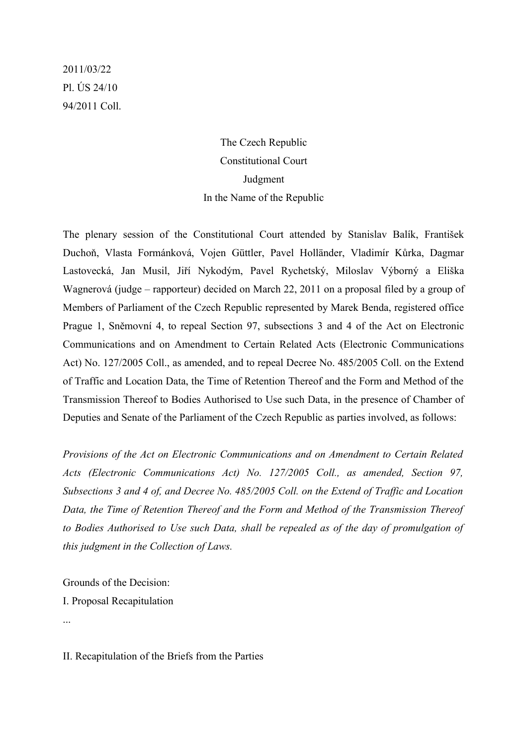2011/03/22
Pl. ÚS 24/10
94/2011 Coll.

The Czech Republic
Constitutional Court
Judgment
In the Name of the Republic

The plenary session of the Constitutional Court attended by Stanislav Balík, František Duchoň, Vlasta Formánková, Vojen Güttler, Pavel Holländer, Vladimír Kůrka, Dagmar Lastovecká, Jan Musil, Jiří Nykodým, Pavel Rychetský, Miloslav Výborný a Eliška Wagnerová (judge – rapporteur) decided on March 22, 2011 on a proposal filed by a group of Members of Parliament of the Czech Republic represented by Marek Benda, registered office Prague 1, Sněmovní 4, to repeal Section 97, subsections 3 and 4 of the Act on Electronic Communications and on Amendment to Certain Related Acts (Electronic Communications Act) No. 127/2005 Coll., as amended, and to repeal Decree No. 485/2005 Coll. on the Extend of Traffic and Location Data, the Time of Retention Thereof and the Form and Method of the Transmission Thereof to Bodies Authorised to Use such Data, in the presence of Chamber of Deputies and Senate of the Parliament of the Czech Republic as parties involved, as follows:

*Provisions of the Act on Electronic Communications and on Amendment to Certain Related Acts (Electronic Communications Act) No. 127/2005 Coll., as amended, Section 97, Subsections 3 and 4 of, and Decree No. 485/2005 Coll. on the Extend of Traffic and Location Data, the Time of Retention Thereof and the Form and Method of the Transmission Thereof to Bodies Authorised to Use such Data, shall be repealed as of the day of promulgation of this judgment in the Collection of Laws.*

Grounds of the Decision:

I. Proposal Recapitulation

...

II. Recapitulation of the Briefs from the Parties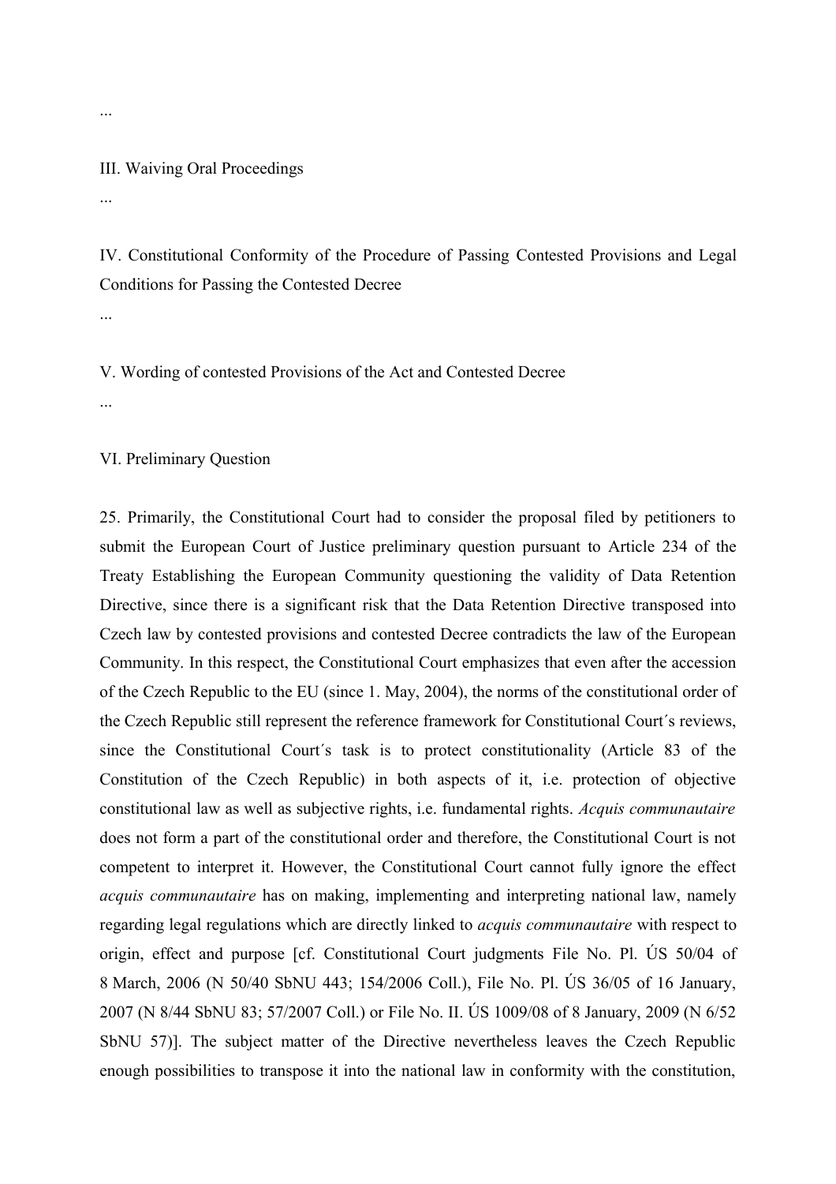...

## III. Waiving Oral Proceedings

...

## IV. Constitutional Conformity of the Procedure of Passing Contested Provisions and Legal Conditions for Passing the Contested Decree

...

## V. Wording of contested Provisions of the Act and Contested Decree

...

## VI. Preliminary Question

25. Primarily, the Constitutional Court had to consider the proposal filed by petitioners to submit the European Court of Justice preliminary question pursuant to Article 234 of the Treaty Establishing the European Community questioning the validity of Data Retention Directive, since there is a significant risk that the Data Retention Directive transposed into Czech law by contested provisions and contested Decree contradicts the law of the European Community. In this respect, the Constitutional Court emphasizes that even after the accession of the Czech Republic to the EU (since 1. May, 2004), the norms of the constitutional order of the Czech Republic still represent the reference framework for Constitutional Court´s reviews, since the Constitutional Court´s task is to protect constitutionality (Article 83 of the Constitution of the Czech Republic) in both aspects of it, i.e. protection of objective constitutional law as well as subjective rights, i.e. fundamental rights. *Acquis communautaire* does not form a part of the constitutional order and therefore, the Constitutional Court is not competent to interpret it. However, the Constitutional Court cannot fully ignore the effect *acquis communautaire* has on making, implementing and interpreting national law, namely regarding legal regulations which are directly linked to *acquis communautaire* with respect to origin, effect and purpose [cf. Constitutional Court judgments File No. Pl. ÚS 50/04 of 8 March, 2006 (N 50/40 SbNU 443; 154/2006 Coll.), File No. Pl. ÚS 36/05 of 16 January, 2007 (N 8/44 SbNU 83; 57/2007 Coll.) or File No. II. ÚS 1009/08 of 8 January, 2009 (N 6/52 SbNU 57)]. The subject matter of the Directive nevertheless leaves the Czech Republic enough possibilities to transpose it into the national law in conformity with the constitution,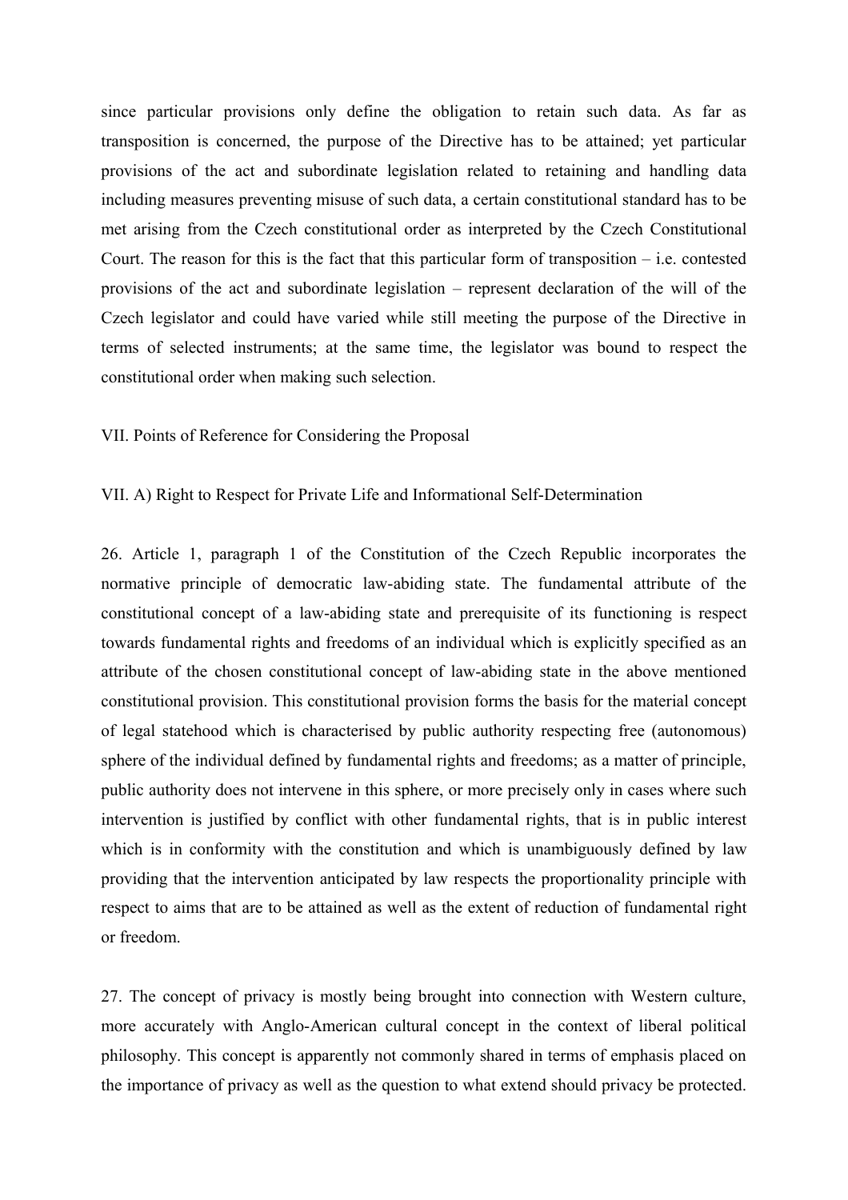since particular provisions only define the obligation to retain such data. As far as transposition is concerned, the purpose of the Directive has to be attained; yet particular provisions of the act and subordinate legislation related to retaining and handling data including measures preventing misuse of such data, a certain constitutional standard has to be met arising from the Czech constitutional order as interpreted by the Czech Constitutional Court. The reason for this is the fact that this particular form of transposition – i.e. contested provisions of the act and subordinate legislation – represent declaration of the will of the Czech legislator and could have varied while still meeting the purpose of the Directive in terms of selected instruments; at the same time, the legislator was bound to respect the constitutional order when making such selection.

## VII. Points of Reference for Considering the Proposal

### VII. A) Right to Respect for Private Life and Informational Self-Determination

26. Article 1, paragraph 1 of the Constitution of the Czech Republic incorporates the normative principle of democratic law-abiding state. The fundamental attribute of the constitutional concept of a law-abiding state and prerequisite of its functioning is respect towards fundamental rights and freedoms of an individual which is explicitly specified as an attribute of the chosen constitutional concept of law-abiding state in the above mentioned constitutional provision. This constitutional provision forms the basis for the material concept of legal statehood which is characterised by public authority respecting free (autonomous) sphere of the individual defined by fundamental rights and freedoms; as a matter of principle, public authority does not intervene in this sphere, or more precisely only in cases where such intervention is justified by conflict with other fundamental rights, that is in public interest which is in conformity with the constitution and which is unambiguously defined by law providing that the intervention anticipated by law respects the proportionality principle with respect to aims that are to be attained as well as the extent of reduction of fundamental right or freedom.

27. The concept of privacy is mostly being brought into connection with Western culture, more accurately with Anglo-American cultural concept in the context of liberal political philosophy. This concept is apparently not commonly shared in terms of emphasis placed on the importance of privacy as well as the question to what extend should privacy be protected.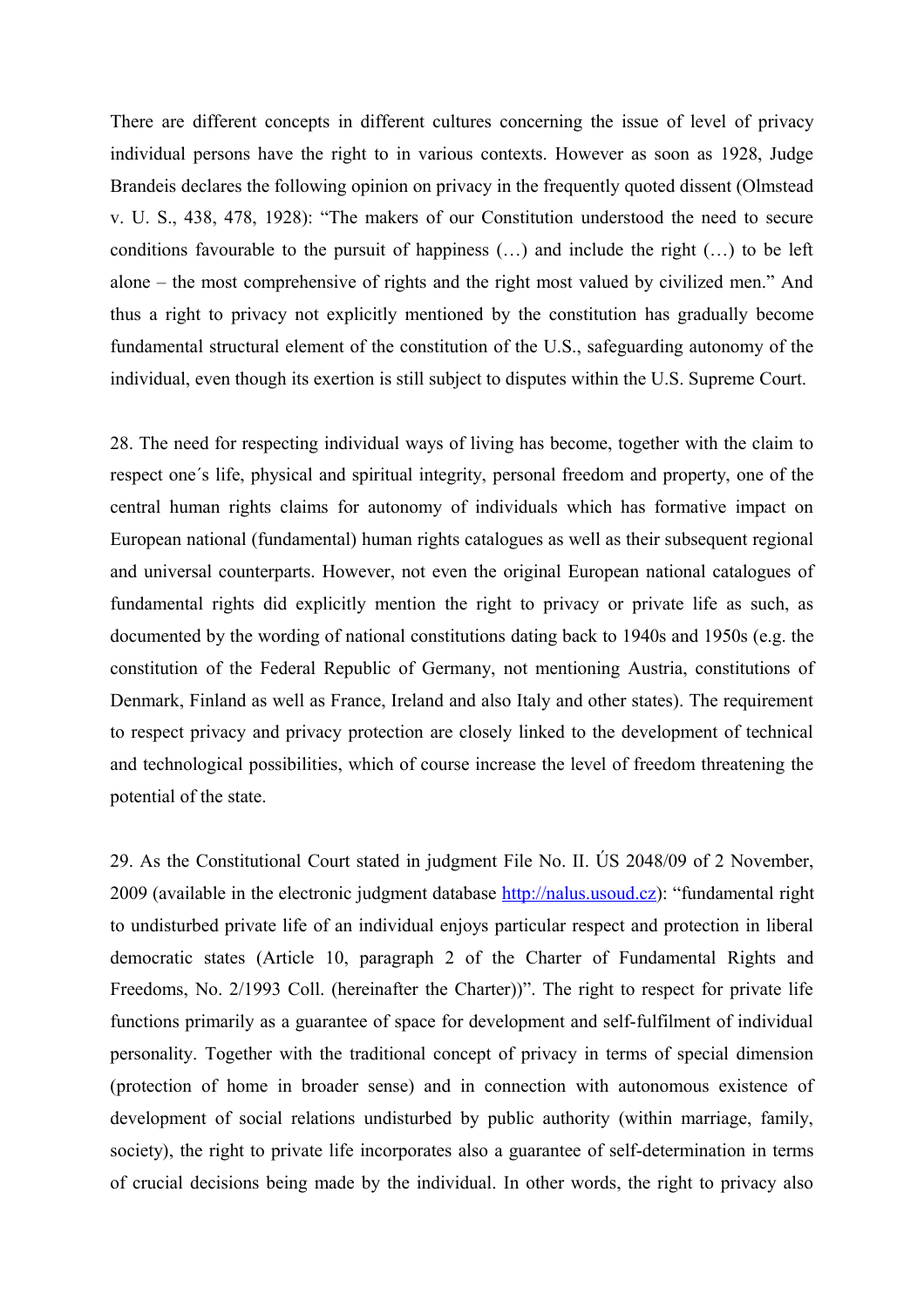There are different concepts in different cultures concerning the issue of level of privacy individual persons have the right to in various contexts. However as soon as 1928, Judge Brandeis declares the following opinion on privacy in the frequently quoted dissent (Olmstead v. U. S., 438, 478, 1928): “The makers of our Constitution understood the need to secure conditions favourable to the pursuit of happiness (…) and include the right (…) to be left alone – the most comprehensive of rights and the right most valued by civilized men.” And thus a right to privacy not explicitly mentioned by the constitution has gradually become fundamental structural element of the constitution of the U.S., safeguarding autonomy of the individual, even though its exertion is still subject to disputes within the U.S. Supreme Court.

28. The need for respecting individual ways of living has become, together with the claim to respect one´s life, physical and spiritual integrity, personal freedom and property, one of the central human rights claims for autonomy of individuals which has formative impact on European national (fundamental) human rights catalogues as well as their subsequent regional and universal counterparts. However, not even the original European national catalogues of fundamental rights did explicitly mention the right to privacy or private life as such, as documented by the wording of national constitutions dating back to 1940s and 1950s (e.g. the constitution of the Federal Republic of Germany, not mentioning Austria, constitutions of Denmark, Finland as well as France, Ireland and also Italy and other states). The requirement to respect privacy and privacy protection are closely linked to the development of technical and technological possibilities, which of course increase the level of freedom threatening the potential of the state.

29. As the Constitutional Court stated in judgment File No. II. ÚS 2048/09 of 2 November, 2009 (available in the electronic judgment database http://nalus.usoud.cz): “fundamental right to undisturbed private life of an individual enjoys particular respect and protection in liberal democratic states (Article 10, paragraph 2 of the Charter of Fundamental Rights and Freedoms, No. 2/1993 Coll. (hereinafter the Charter))”. The right to respect for private life functions primarily as a guarantee of space for development and self-fulfilment of individual personality. Together with the traditional concept of privacy in terms of special dimension (protection of home in broader sense) and in connection with autonomous existence of development of social relations undisturbed by public authority (within marriage, family, society), the right to private life incorporates also a guarantee of self-determination in terms of crucial decisions being made by the individual. In other words, the right to privacy also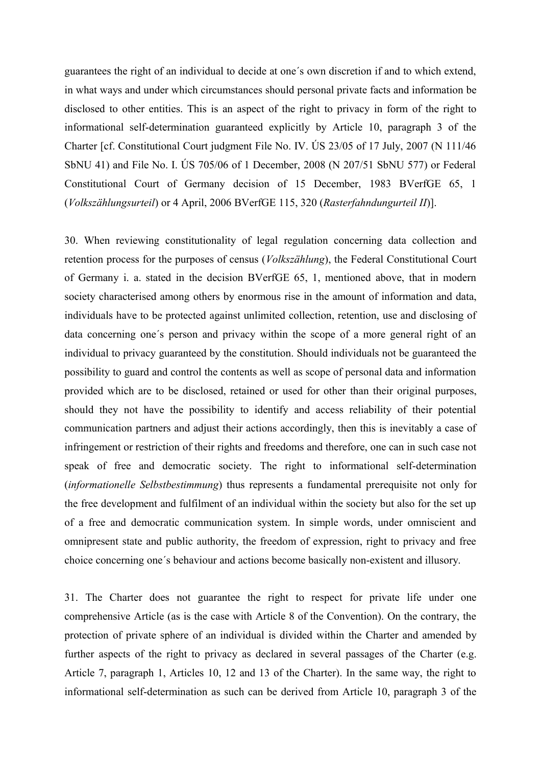guarantees the right of an individual to decide at one´s own discretion if and to which extend, in what ways and under which circumstances should personal private facts and information be disclosed to other entities. This is an aspect of the right to privacy in form of the right to informational self-determination guaranteed explicitly by Article 10, paragraph 3 of the Charter [cf. Constitutional Court judgment File No. IV. ÚS 23/05 of 17 July, 2007 (N 111/46 SbNU 41) and File No. I. ÚS 705/06 of 1 December, 2008 (N 207/51 SbNU 577) or Federal Constitutional Court of Germany decision of 15 December, 1983 BVerfGE 65, 1 (*Volkszählungsurteil*) or 4 April, 2006 BVerfGE 115, 320 (*Rasterfahndungurteil II*)].

30. When reviewing constitutionality of legal regulation concerning data collection and retention process for the purposes of census (*Volkszählung*), the Federal Constitutional Court of Germany i. a. stated in the decision BVerfGE 65, 1, mentioned above, that in modern society characterised among others by enormous rise in the amount of information and data, individuals have to be protected against unlimited collection, retention, use and disclosing of data concerning one´s person and privacy within the scope of a more general right of an individual to privacy guaranteed by the constitution. Should individuals not be guaranteed the possibility to guard and control the contents as well as scope of personal data and information provided which are to be disclosed, retained or used for other than their original purposes, should they not have the possibility to identify and access reliability of their potential communication partners and adjust their actions accordingly, then this is inevitably a case of infringement or restriction of their rights and freedoms and therefore, one can in such case not speak of free and democratic society. The right to informational self-determination (*informationelle Selbstbestimmung*) thus represents a fundamental prerequisite not only for the free development and fulfilment of an individual within the society but also for the set up of a free and democratic communication system. In simple words, under omniscient and omnipresent state and public authority, the freedom of expression, right to privacy and free choice concerning one´s behaviour and actions become basically non-existent and illusory.

31. The Charter does not guarantee the right to respect for private life under one comprehensive Article (as is the case with Article 8 of the Convention). On the contrary, the protection of private sphere of an individual is divided within the Charter and amended by further aspects of the right to privacy as declared in several passages of the Charter (e.g. Article 7, paragraph 1, Articles 10, 12 and 13 of the Charter). In the same way, the right to informational self-determination as such can be derived from Article 10, paragraph 3 of the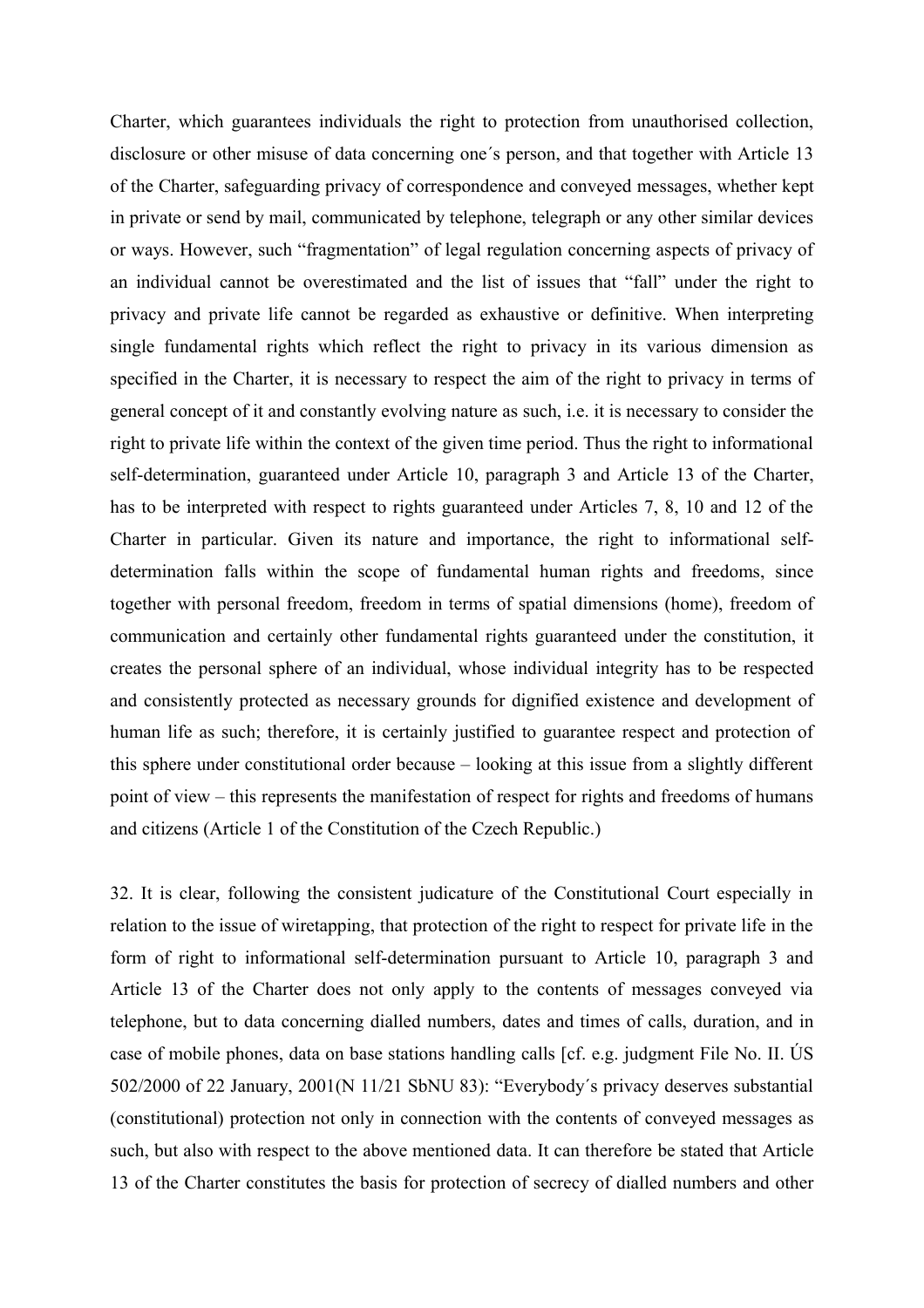Charter, which guarantees individuals the right to protection from unauthorised collection, disclosure or other misuse of data concerning one´s person, and that together with Article 13 of the Charter, safeguarding privacy of correspondence and conveyed messages, whether kept in private or send by mail, communicated by telephone, telegraph or any other similar devices or ways. However, such "fragmentation" of legal regulation concerning aspects of privacy of an individual cannot be overestimated and the list of issues that "fall" under the right to privacy and private life cannot be regarded as exhaustive or definitive. When interpreting single fundamental rights which reflect the right to privacy in its various dimension as specified in the Charter, it is necessary to respect the aim of the right to privacy in terms of general concept of it and constantly evolving nature as such, i.e. it is necessary to consider the right to private life within the context of the given time period. Thus the right to informational self-determination, guaranteed under Article 10, paragraph 3 and Article 13 of the Charter, has to be interpreted with respect to rights guaranteed under Articles 7, 8, 10 and 12 of the Charter in particular. Given its nature and importance, the right to informational self-determination falls within the scope of fundamental human rights and freedoms, since together with personal freedom, freedom in terms of spatial dimensions (home), freedom of communication and certainly other fundamental rights guaranteed under the constitution, it creates the personal sphere of an individual, whose individual integrity has to be respected and consistently protected as necessary grounds for dignified existence and development of human life as such; therefore, it is certainly justified to guarantee respect and protection of this sphere under constitutional order because – looking at this issue from a slightly different point of view – this represents the manifestation of respect for rights and freedoms of humans and citizens (Article 1 of the Constitution of the Czech Republic.)

32. It is clear, following the consistent judicature of the Constitutional Court especially in relation to the issue of wiretapping, that protection of the right to respect for private life in the form of right to informational self-determination pursuant to Article 10, paragraph 3 and Article 13 of the Charter does not only apply to the contents of messages conveyed via telephone, but to data concerning dialled numbers, dates and times of calls, duration, and in case of mobile phones, data on base stations handling calls [cf. e.g. judgment File No. II. ÚS 502/2000 of 22 January, 2001(N 11/21 SbNU 83): "Everybody´s privacy deserves substantial (constitutional) protection not only in connection with the contents of conveyed messages as such, but also with respect to the above mentioned data. It can therefore be stated that Article 13 of the Charter constitutes the basis for protection of secrecy of dialled numbers and other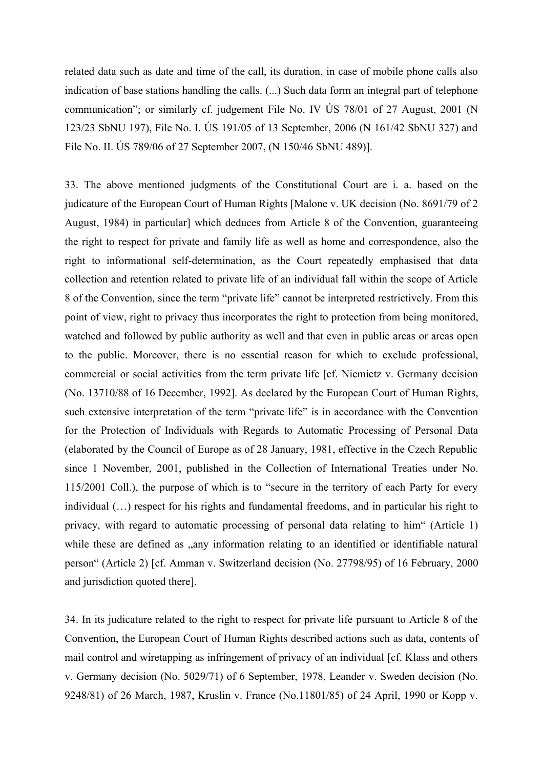related data such as date and time of the call, its duration, in case of mobile phone calls also indication of base stations handling the calls. (...) Such data form an integral part of telephone communication"; or similarly cf. judgement File No. IV ÚS 78/01 of 27 August, 2001 (N 123/23 SbNU 197), File No. I. ÚS 191/05 of 13 September, 2006 (N 161/42 SbNU 327) and File No. II. ÚS 789/06 of 27 September 2007, (N 150/46 SbNU 489)].

33. The above mentioned judgments of the Constitutional Court are i. a. based on the judicature of the European Court of Human Rights [Malone v. UK decision (No. 8691/79 of 2 August, 1984) in particular] which deduces from Article 8 of the Convention, guaranteeing the right to respect for private and family life as well as home and correspondence, also the right to informational self-determination, as the Court repeatedly emphasised that data collection and retention related to private life of an individual fall within the scope of Article 8 of the Convention, since the term "private life" cannot be interpreted restrictively. From this point of view, right to privacy thus incorporates the right to protection from being monitored, watched and followed by public authority as well and that even in public areas or areas open to the public. Moreover, there is no essential reason for which to exclude professional, commercial or social activities from the term private life [cf. Niemietz v. Germany decision (No. 13710/88 of 16 December, 1992]. As declared by the European Court of Human Rights, such extensive interpretation of the term "private life" is in accordance with the Convention for the Protection of Individuals with Regards to Automatic Processing of Personal Data (elaborated by the Council of Europe as of 28 January, 1981, effective in the Czech Republic since 1 November, 2001, published in the Collection of International Treaties under No. 115/2001 Coll.), the purpose of which is to "secure in the territory of each Party for every individual (…) respect for his rights and fundamental freedoms, and in particular his right to privacy, with regard to automatic processing of personal data relating to him" (Article 1) while these are defined as „any information relating to an identified or identifiable natural person" (Article 2) [cf. Amman v. Switzerland decision (No. 27798/95) of 16 February, 2000 and jurisdiction quoted there].

34. In its judicature related to the right to respect for private life pursuant to Article 8 of the Convention, the European Court of Human Rights described actions such as data, contents of mail control and wiretapping as infringement of privacy of an individual [cf. Klass and others v. Germany decision (No. 5029/71) of 6 September, 1978, Leander v. Sweden decision (No. 9248/81) of 26 March, 1987, Kruslin v. France (No.11801/85) of 24 April, 1990 or Kopp v.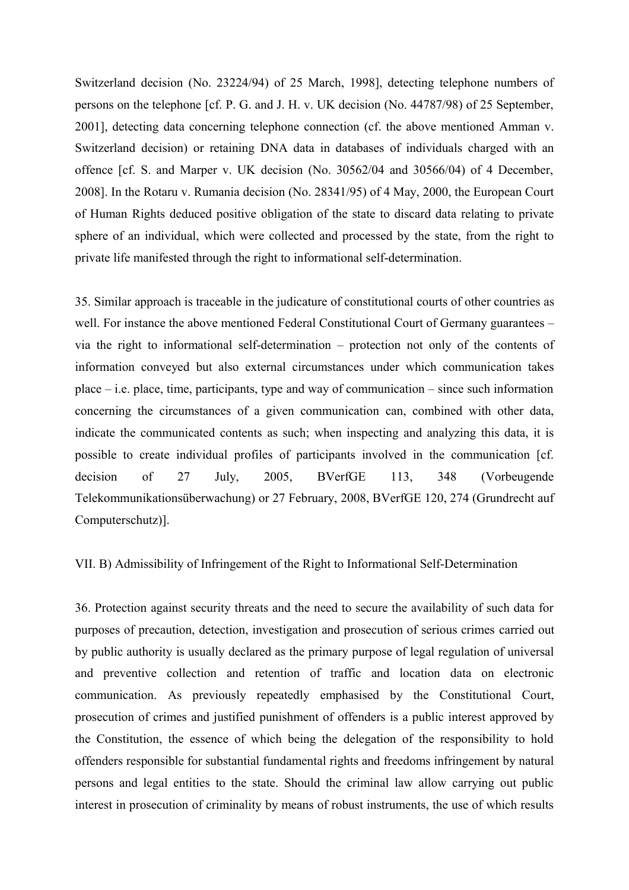Switzerland decision (No. 23224/94) of 25 March, 1998], detecting telephone numbers of persons on the telephone [cf. P. G. and J. H. v. UK decision (No. 44787/98) of 25 September, 2001], detecting data concerning telephone connection (cf. the above mentioned Amman v. Switzerland decision) or retaining DNA data in databases of individuals charged with an offence [cf. S. and Marper v. UK decision (No. 30562/04 and 30566/04) of 4 December, 2008]. In the Rotaru v. Rumania decision (No. 28341/95) of 4 May, 2000, the European Court of Human Rights deduced positive obligation of the state to discard data relating to private sphere of an individual, which were collected and processed by the state, from the right to private life manifested through the right to informational self-determination.

35. Similar approach is traceable in the judicature of constitutional courts of other countries as well. For instance the above mentioned Federal Constitutional Court of Germany guarantees – via the right to informational self-determination – protection not only of the contents of information conveyed but also external circumstances under which communication takes place – i.e. place, time, participants, type and way of communication – since such information concerning the circumstances of a given communication can, combined with other data, indicate the communicated contents as such; when inspecting and analyzing this data, it is possible to create individual profiles of participants involved in the communication [cf. decision of 27 July, 2005, BVerfGE 113, 348 (Vorbeugende Telekommunikationsüberwachung) or 27 February, 2008, BVerfGE 120, 274 (Grundrecht auf Computerschutz)].

VII. B) Admissibility of Infringement of the Right to Informational Self-Determination

36. Protection against security threats and the need to secure the availability of such data for purposes of precaution, detection, investigation and prosecution of serious crimes carried out by public authority is usually declared as the primary purpose of legal regulation of universal and preventive collection and retention of traffic and location data on electronic communication. As previously repeatedly emphasised by the Constitutional Court, prosecution of crimes and justified punishment of offenders is a public interest approved by the Constitution, the essence of which being the delegation of the responsibility to hold offenders responsible for substantial fundamental rights and freedoms infringement by natural persons and legal entities to the state. Should the criminal law allow carrying out public interest in prosecution of criminality by means of robust instruments, the use of which results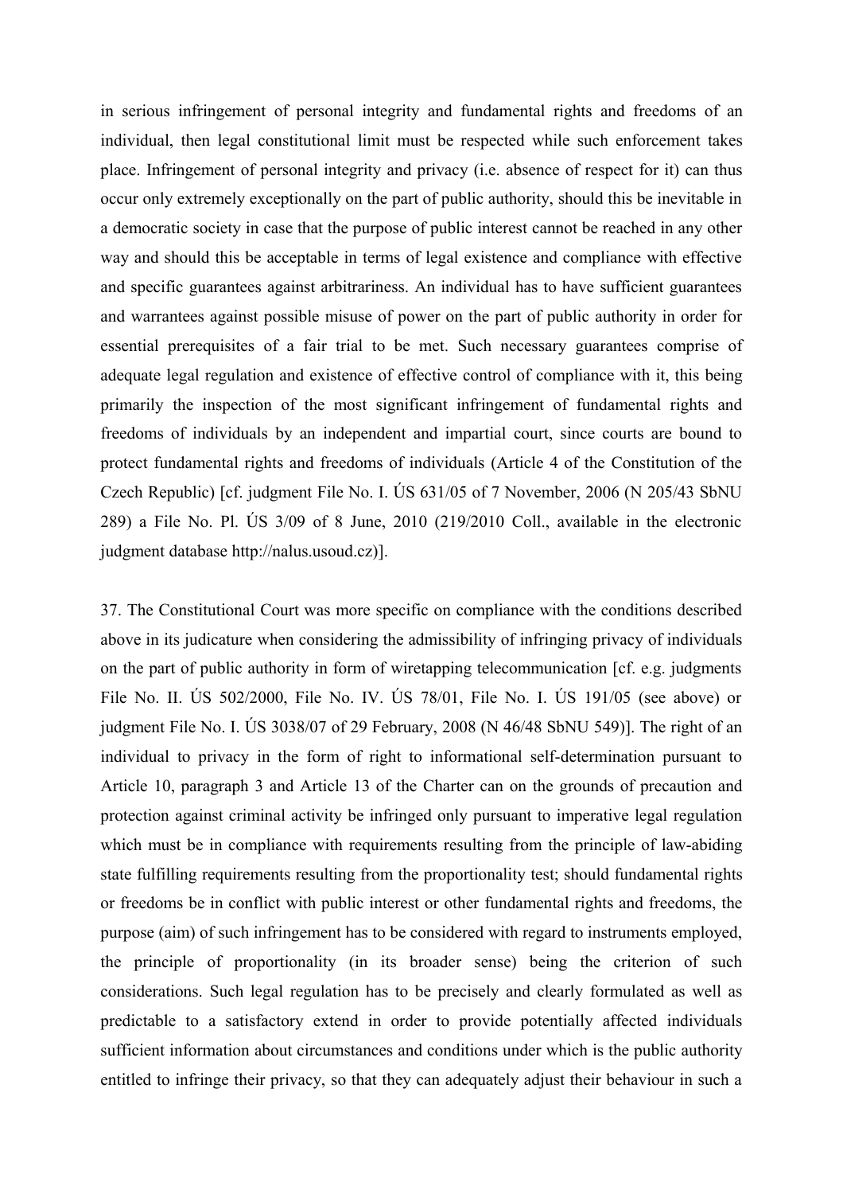in serious infringement of personal integrity and fundamental rights and freedoms of an individual, then legal constitutional limit must be respected while such enforcement takes place. Infringement of personal integrity and privacy (i.e. absence of respect for it) can thus occur only extremely exceptionally on the part of public authority, should this be inevitable in a democratic society in case that the purpose of public interest cannot be reached in any other way and should this be acceptable in terms of legal existence and compliance with effective and specific guarantees against arbitrariness. An individual has to have sufficient guarantees and warrantees against possible misuse of power on the part of public authority in order for essential prerequisites of a fair trial to be met. Such necessary guarantees comprise of adequate legal regulation and existence of effective control of compliance with it, this being primarily the inspection of the most significant infringement of fundamental rights and freedoms of individuals by an independent and impartial court, since courts are bound to protect fundamental rights and freedoms of individuals (Article 4 of the Constitution of the Czech Republic) [cf. judgment File No. I. ÚS 631/05 of 7 November, 2006 (N 205/43 SbNU 289) a File No. Pl. ÚS 3/09 of 8 June, 2010 (219/2010 Coll., available in the electronic judgment database http://nalus.usoud.cz)].

37. The Constitutional Court was more specific on compliance with the conditions described above in its judicature when considering the admissibility of infringing privacy of individuals on the part of public authority in form of wiretapping telecommunication [cf. e.g. judgments File No. II. ÚS 502/2000, File No. IV. ÚS 78/01, File No. I. ÚS 191/05 (see above) or judgment File No. I. ÚS 3038/07 of 29 February, 2008 (N 46/48 SbNU 549)]. The right of an individual to privacy in the form of right to informational self-determination pursuant to Article 10, paragraph 3 and Article 13 of the Charter can on the grounds of precaution and protection against criminal activity be infringed only pursuant to imperative legal regulation which must be in compliance with requirements resulting from the principle of law-abiding state fulfilling requirements resulting from the proportionality test; should fundamental rights or freedoms be in conflict with public interest or other fundamental rights and freedoms, the purpose (aim) of such infringement has to be considered with regard to instruments employed, the principle of proportionality (in its broader sense) being the criterion of such considerations. Such legal regulation has to be precisely and clearly formulated as well as predictable to a satisfactory extend in order to provide potentially affected individuals sufficient information about circumstances and conditions under which is the public authority entitled to infringe their privacy, so that they can adequately adjust their behaviour in such a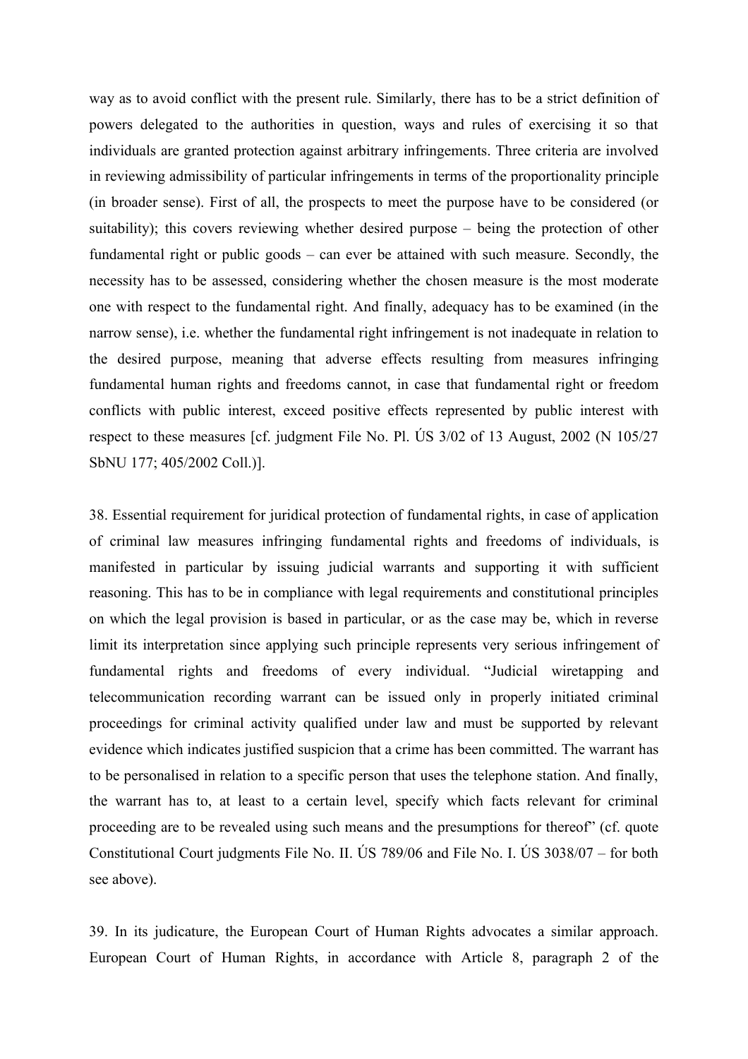way as to avoid conflict with the present rule. Similarly, there has to be a strict definition of powers delegated to the authorities in question, ways and rules of exercising it so that individuals are granted protection against arbitrary infringements. Three criteria are involved in reviewing admissibility of particular infringements in terms of the proportionality principle (in broader sense). First of all, the prospects to meet the purpose have to be considered (or suitability); this covers reviewing whether desired purpose – being the protection of other fundamental right or public goods – can ever be attained with such measure. Secondly, the necessity has to be assessed, considering whether the chosen measure is the most moderate one with respect to the fundamental right. And finally, adequacy has to be examined (in the narrow sense), i.e. whether the fundamental right infringement is not inadequate in relation to the desired purpose, meaning that adverse effects resulting from measures infringing fundamental human rights and freedoms cannot, in case that fundamental right or freedom conflicts with public interest, exceed positive effects represented by public interest with respect to these measures [cf. judgment File No. Pl. ÚS 3/02 of 13 August, 2002 (N 105/27 SbNU 177; 405/2002 Coll.)].

38. Essential requirement for juridical protection of fundamental rights, in case of application of criminal law measures infringing fundamental rights and freedoms of individuals, is manifested in particular by issuing judicial warrants and supporting it with sufficient reasoning. This has to be in compliance with legal requirements and constitutional principles on which the legal provision is based in particular, or as the case may be, which in reverse limit its interpretation since applying such principle represents very serious infringement of fundamental rights and freedoms of every individual. "Judicial wiretapping and telecommunication recording warrant can be issued only in properly initiated criminal proceedings for criminal activity qualified under law and must be supported by relevant evidence which indicates justified suspicion that a crime has been committed. The warrant has to be personalised in relation to a specific person that uses the telephone station. And finally, the warrant has to, at least to a certain level, specify which facts relevant for criminal proceeding are to be revealed using such means and the presumptions for thereof" (cf. quote Constitutional Court judgments File No. II. ÚS 789/06 and File No. I. ÚS 3038/07 – for both see above).

39. In its judicature, the European Court of Human Rights advocates a similar approach. European Court of Human Rights, in accordance with Article 8, paragraph 2 of the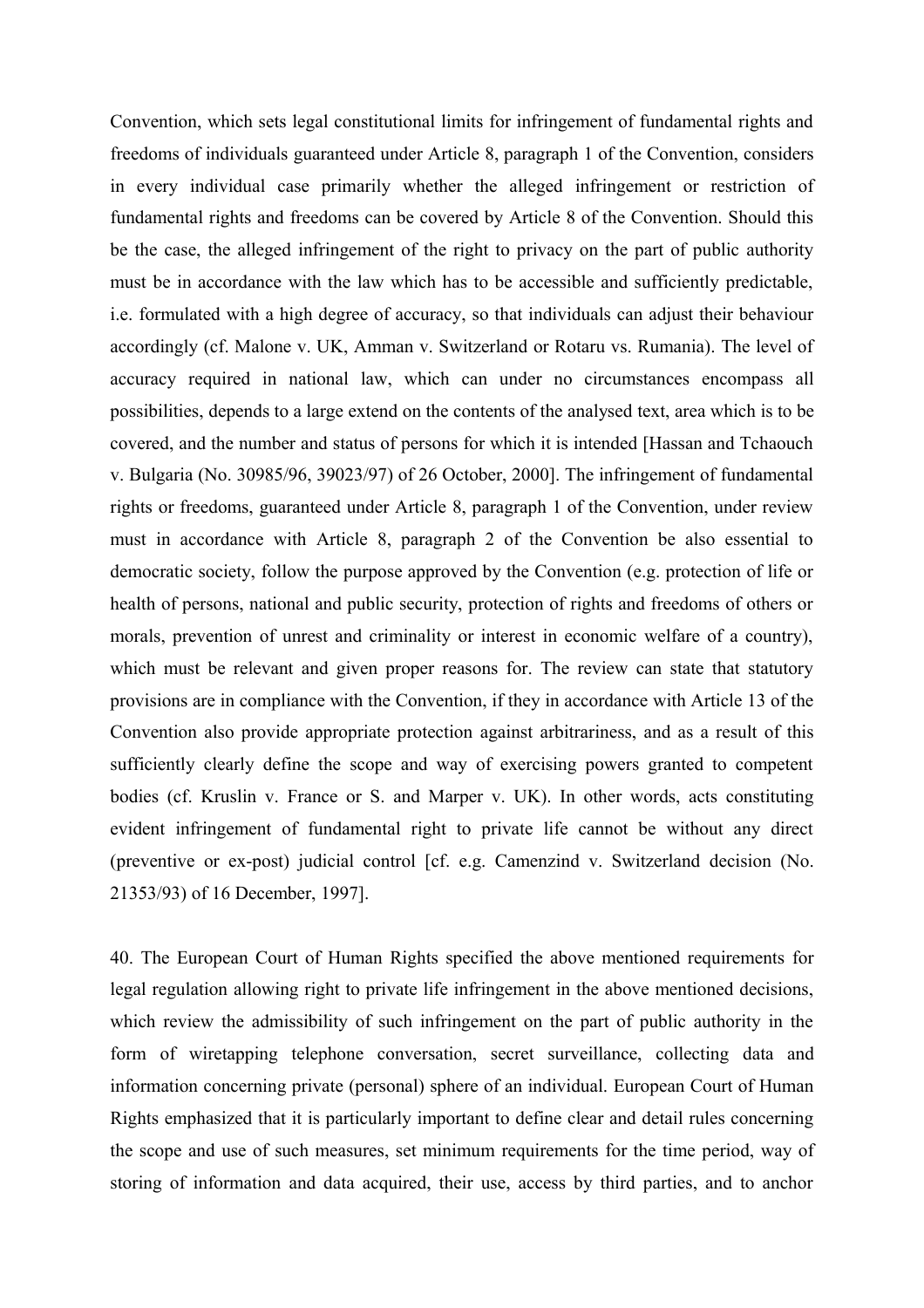Convention, which sets legal constitutional limits for infringement of fundamental rights and freedoms of individuals guaranteed under Article 8, paragraph 1 of the Convention, considers in every individual case primarily whether the alleged infringement or restriction of fundamental rights and freedoms can be covered by Article 8 of the Convention. Should this be the case, the alleged infringement of the right to privacy on the part of public authority must be in accordance with the law which has to be accessible and sufficiently predictable, i.e. formulated with a high degree of accuracy, so that individuals can adjust their behaviour accordingly (cf. Malone v. UK, Amman v. Switzerland or Rotaru vs. Rumania). The level of accuracy required in national law, which can under no circumstances encompass all possibilities, depends to a large extend on the contents of the analysed text, area which is to be covered, and the number and status of persons for which it is intended [Hassan and Tchaouch v. Bulgaria (No. 30985/96, 39023/97) of 26 October, 2000]. The infringement of fundamental rights or freedoms, guaranteed under Article 8, paragraph 1 of the Convention, under review must in accordance with Article 8, paragraph 2 of the Convention be also essential to democratic society, follow the purpose approved by the Convention (e.g. protection of life or health of persons, national and public security, protection of rights and freedoms of others or morals, prevention of unrest and criminality or interest in economic welfare of a country), which must be relevant and given proper reasons for. The review can state that statutory provisions are in compliance with the Convention, if they in accordance with Article 13 of the Convention also provide appropriate protection against arbitrariness, and as a result of this sufficiently clearly define the scope and way of exercising powers granted to competent bodies (cf. Kruslin v. France or S. and Marper v. UK). In other words, acts constituting evident infringement of fundamental right to private life cannot be without any direct (preventive or ex-post) judicial control [cf. e.g. Camenzind v. Switzerland decision (No. 21353/93) of 16 December, 1997].

40. The European Court of Human Rights specified the above mentioned requirements for legal regulation allowing right to private life infringement in the above mentioned decisions, which review the admissibility of such infringement on the part of public authority in the form of wiretapping telephone conversation, secret surveillance, collecting data and information concerning private (personal) sphere of an individual. European Court of Human Rights emphasized that it is particularly important to define clear and detail rules concerning the scope and use of such measures, set minimum requirements for the time period, way of storing of information and data acquired, their use, access by third parties, and to anchor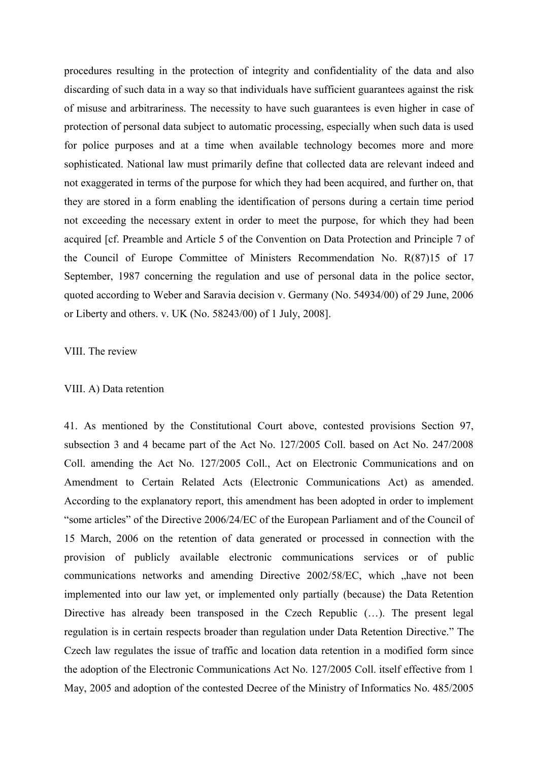procedures resulting in the protection of integrity and confidentiality of the data and also discarding of such data in a way so that individuals have sufficient guarantees against the risk of misuse and arbitrariness. The necessity to have such guarantees is even higher in case of protection of personal data subject to automatic processing, especially when such data is used for police purposes and at a time when available technology becomes more and more sophisticated. National law must primarily define that collected data are relevant indeed and not exaggerated in terms of the purpose for which they had been acquired, and further on, that they are stored in a form enabling the identification of persons during a certain time period not exceeding the necessary extent in order to meet the purpose, for which they had been acquired [cf. Preamble and Article 5 of the Convention on Data Protection and Principle 7 of the Council of Europe Committee of Ministers Recommendation No. R(87)15 of 17 September, 1987 concerning the regulation and use of personal data in the police sector, quoted according to Weber and Saravia decision v. Germany (No. 54934/00) of 29 June, 2006 or Liberty and others. v. UK (No. 58243/00) of 1 July, 2008].

## VIII. The review

### VIII. A) Data retention

41. As mentioned by the Constitutional Court above, contested provisions Section 97, subsection 3 and 4 became part of the Act No. 127/2005 Coll. based on Act No. 247/2008 Coll. amending the Act No. 127/2005 Coll., Act on Electronic Communications and on Amendment to Certain Related Acts (Electronic Communications Act) as amended. According to the explanatory report, this amendment has been adopted in order to implement "some articles" of the Directive 2006/24/EC of the European Parliament and of the Council of 15 March, 2006 on the retention of data generated or processed in connection with the provision of publicly available electronic communications services or of public communications networks and amending Directive 2002/58/EC, which „have not been implemented into our law yet, or implemented only partially (because) the Data Retention Directive has already been transposed in the Czech Republic (…). The present legal regulation is in certain respects broader than regulation under Data Retention Directive." The Czech law regulates the issue of traffic and location data retention in a modified form since the adoption of the Electronic Communications Act No. 127/2005 Coll. itself effective from 1 May, 2005 and adoption of the contested Decree of the Ministry of Informatics No. 485/2005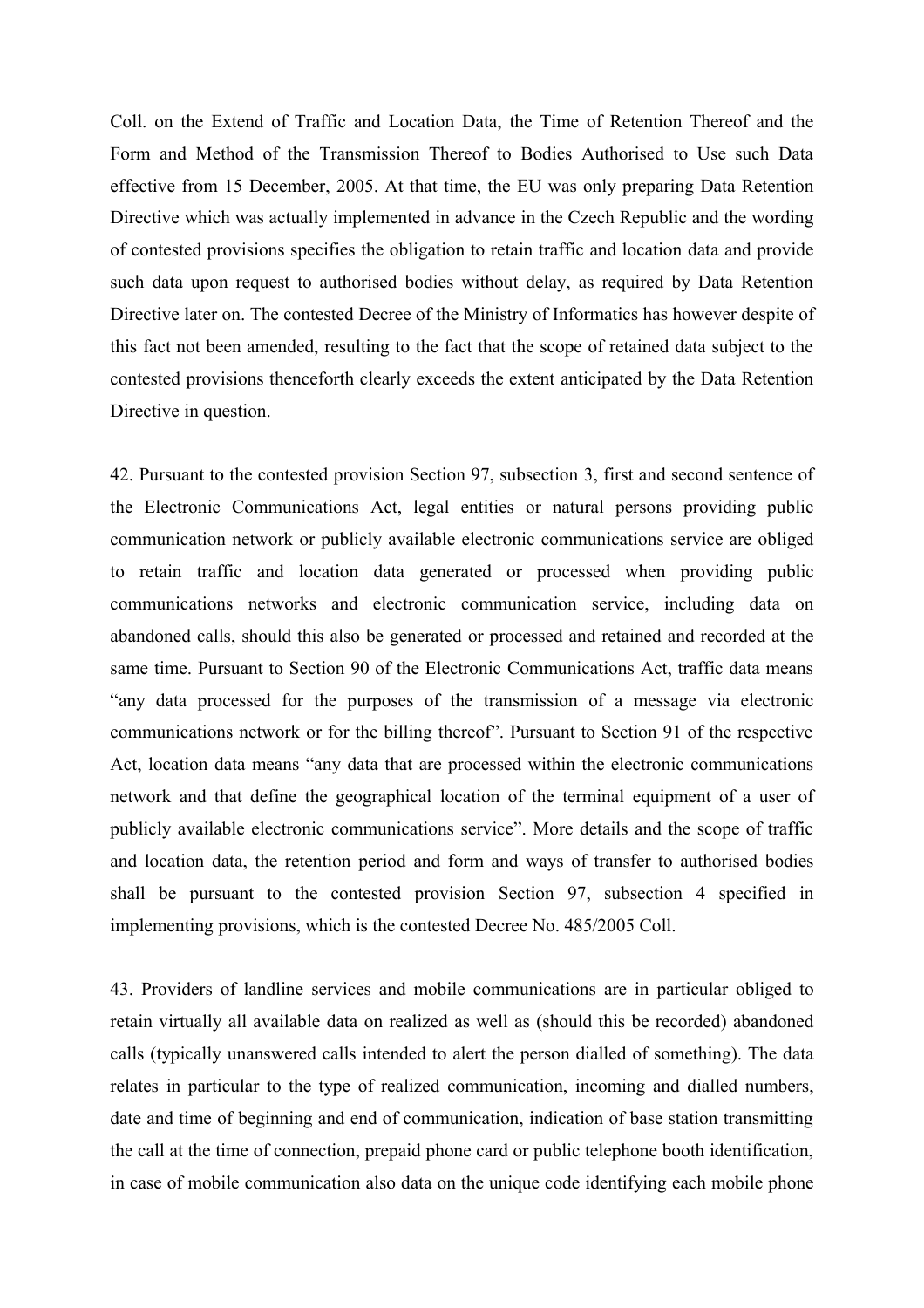Coll. on the Extend of Traffic and Location Data, the Time of Retention Thereof and the Form and Method of the Transmission Thereof to Bodies Authorised to Use such Data effective from 15 December, 2005. At that time, the EU was only preparing Data Retention Directive which was actually implemented in advance in the Czech Republic and the wording of contested provisions specifies the obligation to retain traffic and location data and provide such data upon request to authorised bodies without delay, as required by Data Retention Directive later on. The contested Decree of the Ministry of Informatics has however despite of this fact not been amended, resulting to the fact that the scope of retained data subject to the contested provisions thenceforth clearly exceeds the extent anticipated by the Data Retention Directive in question.

42. Pursuant to the contested provision Section 97, subsection 3, first and second sentence of the Electronic Communications Act, legal entities or natural persons providing public communication network or publicly available electronic communications service are obliged to retain traffic and location data generated or processed when providing public communications networks and electronic communication service, including data on abandoned calls, should this also be generated or processed and retained and recorded at the same time. Pursuant to Section 90 of the Electronic Communications Act, traffic data means "any data processed for the purposes of the transmission of a message via electronic communications network or for the billing thereof". Pursuant to Section 91 of the respective Act, location data means "any data that are processed within the electronic communications network and that define the geographical location of the terminal equipment of a user of publicly available electronic communications service". More details and the scope of traffic and location data, the retention period and form and ways of transfer to authorised bodies shall be pursuant to the contested provision Section 97, subsection 4 specified in implementing provisions, which is the contested Decree No. 485/2005 Coll.

43. Providers of landline services and mobile communications are in particular obliged to retain virtually all available data on realized as well as (should this be recorded) abandoned calls (typically unanswered calls intended to alert the person dialled of something). The data relates in particular to the type of realized communication, incoming and dialled numbers, date and time of beginning and end of communication, indication of base station transmitting the call at the time of connection, prepaid phone card or public telephone booth identification, in case of mobile communication also data on the unique code identifying each mobile phone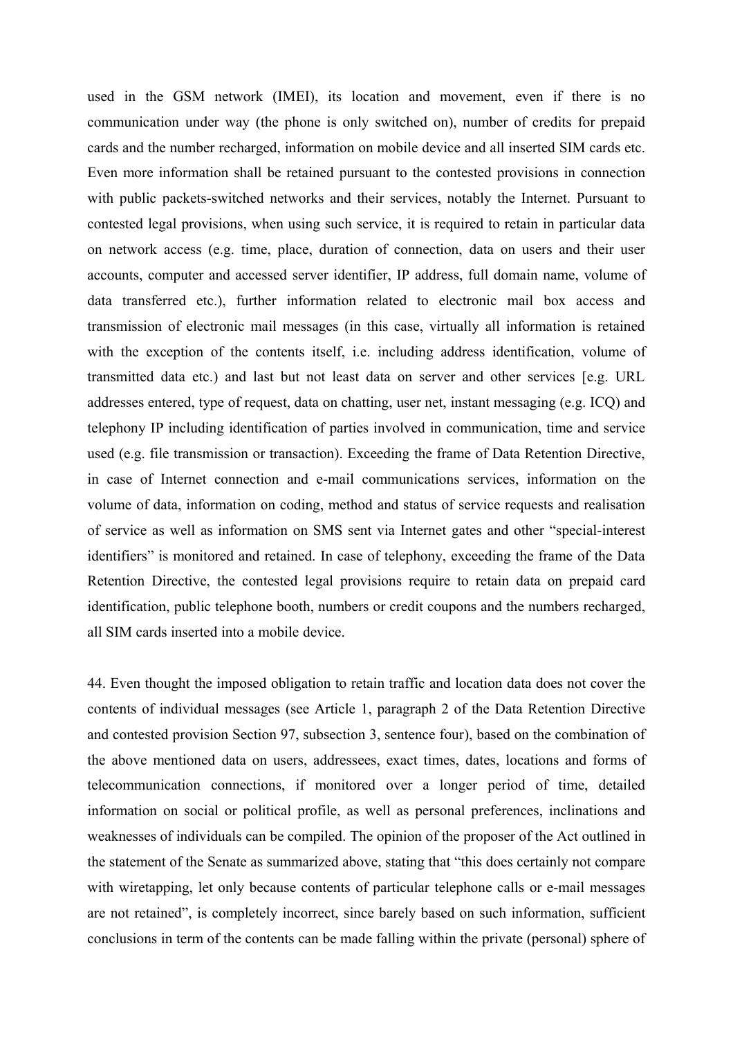used in the GSM network (IMEI), its location and movement, even if there is no communication under way (the phone is only switched on), number of credits for prepaid cards and the number recharged, information on mobile device and all inserted SIM cards etc. Even more information shall be retained pursuant to the contested provisions in connection with public packets-switched networks and their services, notably the Internet. Pursuant to contested legal provisions, when using such service, it is required to retain in particular data on network access (e.g. time, place, duration of connection, data on users and their user accounts, computer and accessed server identifier, IP address, full domain name, volume of data transferred etc.), further information related to electronic mail box access and transmission of electronic mail messages (in this case, virtually all information is retained with the exception of the contents itself, i.e. including address identification, volume of transmitted data etc.) and last but not least data on server and other services [e.g. URL addresses entered, type of request, data on chatting, user net, instant messaging (e.g. ICQ) and telephony IP including identification of parties involved in communication, time and service used (e.g. file transmission or transaction). Exceeding the frame of Data Retention Directive, in case of Internet connection and e-mail communications services, information on the volume of data, information on coding, method and status of service requests and realisation of service as well as information on SMS sent via Internet gates and other "special-interest identifiers" is monitored and retained. In case of telephony, exceeding the frame of the Data Retention Directive, the contested legal provisions require to retain data on prepaid card identification, public telephone booth, numbers or credit coupons and the numbers recharged, all SIM cards inserted into a mobile device.

44. Even thought the imposed obligation to retain traffic and location data does not cover the contents of individual messages (see Article 1, paragraph 2 of the Data Retention Directive and contested provision Section 97, subsection 3, sentence four), based on the combination of the above mentioned data on users, addressees, exact times, dates, locations and forms of telecommunication connections, if monitored over a longer period of time, detailed information on social or political profile, as well as personal preferences, inclinations and weaknesses of individuals can be compiled. The opinion of the proposer of the Act outlined in the statement of the Senate as summarized above, stating that "this does certainly not compare with wiretapping, let only because contents of particular telephone calls or e-mail messages are not retained", is completely incorrect, since barely based on such information, sufficient conclusions in term of the contents can be made falling within the private (personal) sphere of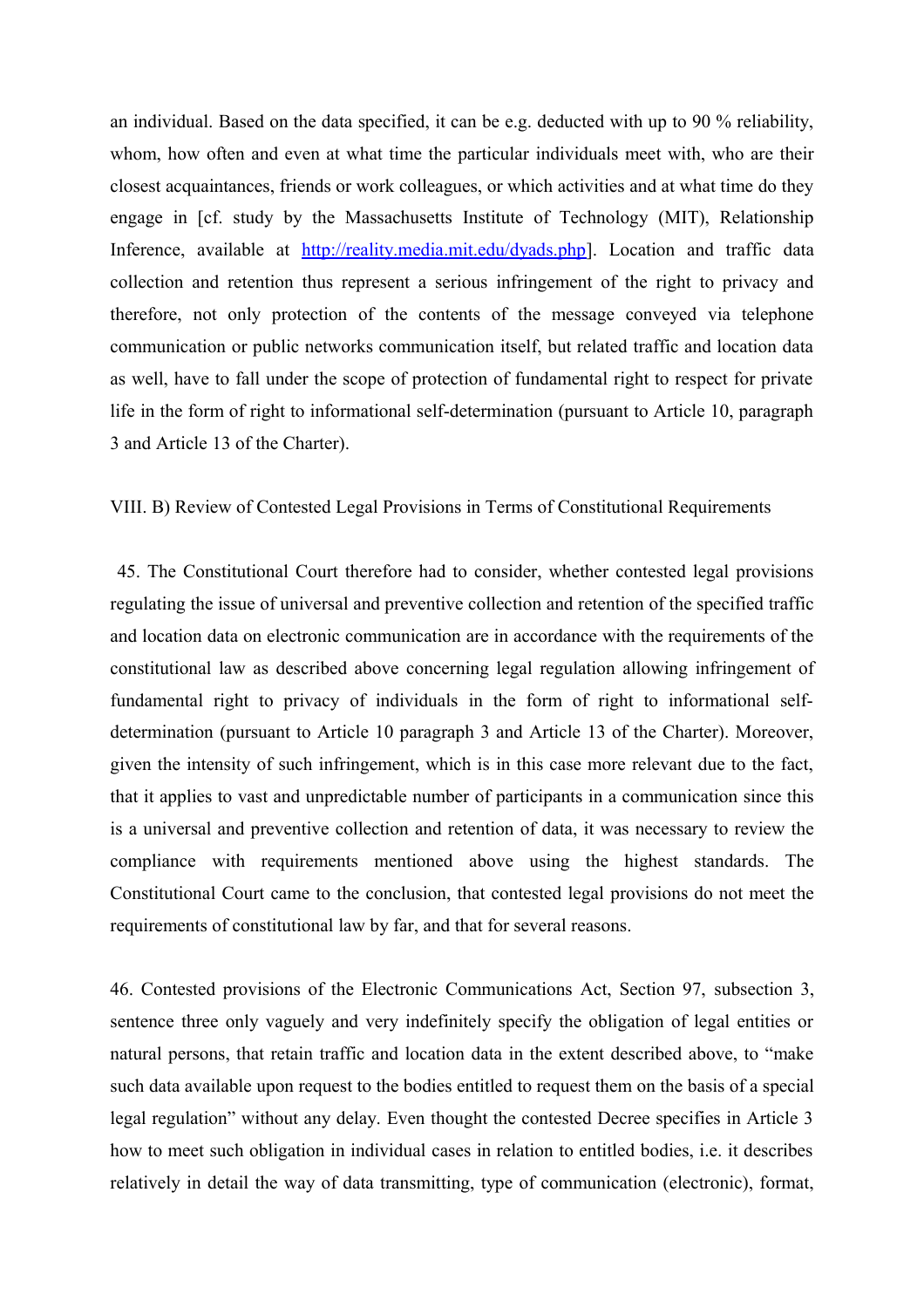an individual. Based on the data specified, it can be e.g. deducted with up to 90 % reliability, whom, how often and even at what time the particular individuals meet with, who are their closest acquaintances, friends or work colleagues, or which activities and at what time do they engage in [cf. study by the Massachusetts Institute of Technology (MIT), Relationship Inference, available at http://reality.media.mit.edu/dyads.php]. Location and traffic data collection and retention thus represent a serious infringement of the right to privacy and therefore, not only protection of the contents of the message conveyed via telephone communication or public networks communication itself, but related traffic and location data as well, have to fall under the scope of protection of fundamental right to respect for private life in the form of right to informational self-determination (pursuant to Article 10, paragraph 3 and Article 13 of the Charter).

## VIII. B) Review of Contested Legal Provisions in Terms of Constitutional Requirements

45. The Constitutional Court therefore had to consider, whether contested legal provisions regulating the issue of universal and preventive collection and retention of the specified traffic and location data on electronic communication are in accordance with the requirements of the constitutional law as described above concerning legal regulation allowing infringement of fundamental right to privacy of individuals in the form of right to informational self-determination (pursuant to Article 10 paragraph 3 and Article 13 of the Charter). Moreover, given the intensity of such infringement, which is in this case more relevant due to the fact, that it applies to vast and unpredictable number of participants in a communication since this is a universal and preventive collection and retention of data, it was necessary to review the compliance with requirements mentioned above using the highest standards. The Constitutional Court came to the conclusion, that contested legal provisions do not meet the requirements of constitutional law by far, and that for several reasons.

46. Contested provisions of the Electronic Communications Act, Section 97, subsection 3, sentence three only vaguely and very indefinitely specify the obligation of legal entities or natural persons, that retain traffic and location data in the extent described above, to "make such data available upon request to the bodies entitled to request them on the basis of a special legal regulation" without any delay. Even thought the contested Decree specifies in Article 3 how to meet such obligation in individual cases in relation to entitled bodies, i.e. it describes relatively in detail the way of data transmitting, type of communication (electronic), format,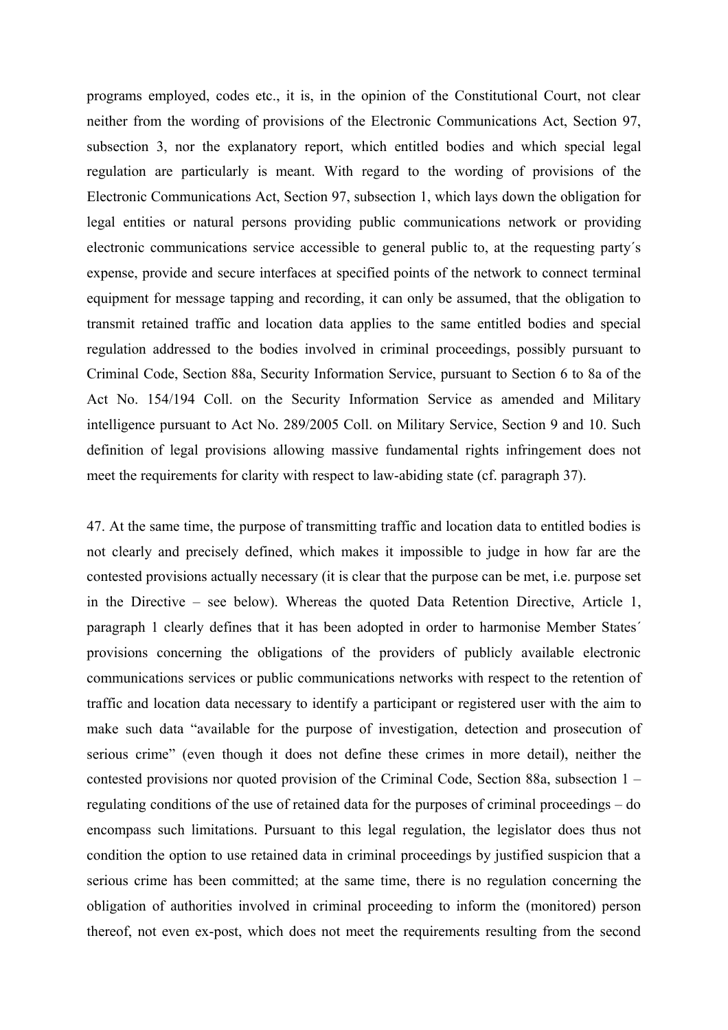programs employed, codes etc., it is, in the opinion of the Constitutional Court, not clear neither from the wording of provisions of the Electronic Communications Act, Section 97, subsection 3, nor the explanatory report, which entitled bodies and which special legal regulation are particularly is meant. With regard to the wording of provisions of the Electronic Communications Act, Section 97, subsection 1, which lays down the obligation for legal entities or natural persons providing public communications network or providing electronic communications service accessible to general public to, at the requesting party´s expense, provide and secure interfaces at specified points of the network to connect terminal equipment for message tapping and recording, it can only be assumed, that the obligation to transmit retained traffic and location data applies to the same entitled bodies and special regulation addressed to the bodies involved in criminal proceedings, possibly pursuant to Criminal Code, Section 88a, Security Information Service, pursuant to Section 6 to 8a of the Act No. 154/194 Coll. on the Security Information Service as amended and Military intelligence pursuant to Act No. 289/2005 Coll. on Military Service, Section 9 and 10. Such definition of legal provisions allowing massive fundamental rights infringement does not meet the requirements for clarity with respect to law-abiding state (cf. paragraph 37).

47. At the same time, the purpose of transmitting traffic and location data to entitled bodies is not clearly and precisely defined, which makes it impossible to judge in how far are the contested provisions actually necessary (it is clear that the purpose can be met, i.e. purpose set in the Directive – see below). Whereas the quoted Data Retention Directive, Article 1, paragraph 1 clearly defines that it has been adopted in order to harmonise Member States´ provisions concerning the obligations of the providers of publicly available electronic communications services or public communications networks with respect to the retention of traffic and location data necessary to identify a participant or registered user with the aim to make such data "available for the purpose of investigation, detection and prosecution of serious crime" (even though it does not define these crimes in more detail), neither the contested provisions nor quoted provision of the Criminal Code, Section 88a, subsection 1 – regulating conditions of the use of retained data for the purposes of criminal proceedings – do encompass such limitations. Pursuant to this legal regulation, the legislator does thus not condition the option to use retained data in criminal proceedings by justified suspicion that a serious crime has been committed; at the same time, there is no regulation concerning the obligation of authorities involved in criminal proceeding to inform the (monitored) person thereof, not even ex-post, which does not meet the requirements resulting from the second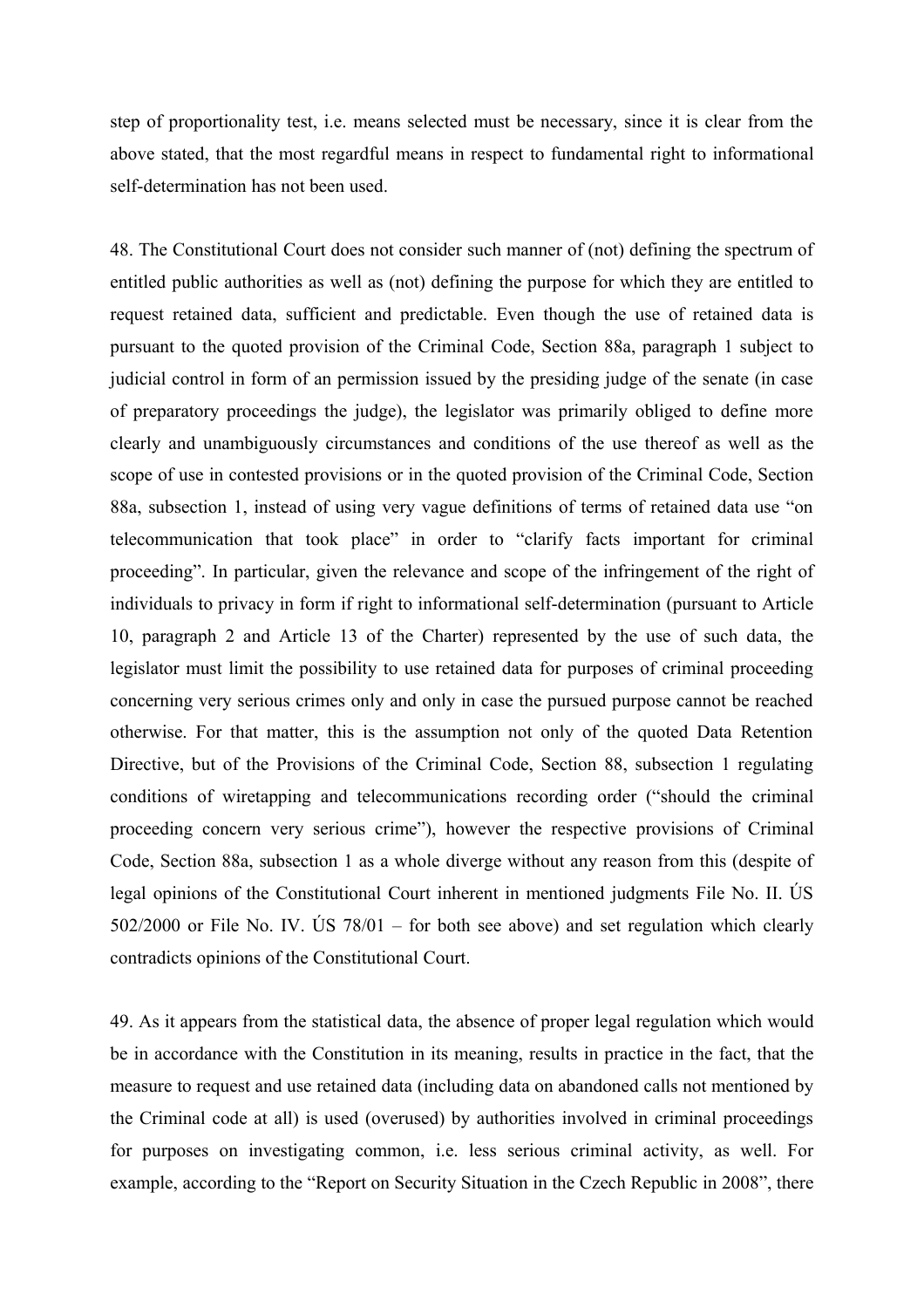step of proportionality test, i.e. means selected must be necessary, since it is clear from the above stated, that the most regardful means in respect to fundamental right to informational self-determination has not been used.

48. The Constitutional Court does not consider such manner of (not) defining the spectrum of entitled public authorities as well as (not) defining the purpose for which they are entitled to request retained data, sufficient and predictable. Even though the use of retained data is pursuant to the quoted provision of the Criminal Code, Section 88a, paragraph 1 subject to judicial control in form of an permission issued by the presiding judge of the senate (in case of preparatory proceedings the judge), the legislator was primarily obliged to define more clearly and unambiguously circumstances and conditions of the use thereof as well as the scope of use in contested provisions or in the quoted provision of the Criminal Code, Section 88a, subsection 1, instead of using very vague definitions of terms of retained data use "on telecommunication that took place" in order to "clarify facts important for criminal proceeding". In particular, given the relevance and scope of the infringement of the right of individuals to privacy in form if right to informational self-determination (pursuant to Article 10, paragraph 2 and Article 13 of the Charter) represented by the use of such data, the legislator must limit the possibility to use retained data for purposes of criminal proceeding concerning very serious crimes only and only in case the pursued purpose cannot be reached otherwise. For that matter, this is the assumption not only of the quoted Data Retention Directive, but of the Provisions of the Criminal Code, Section 88, subsection 1 regulating conditions of wiretapping and telecommunications recording order ("should the criminal proceeding concern very serious crime"), however the respective provisions of Criminal Code, Section 88a, subsection 1 as a whole diverge without any reason from this (despite of legal opinions of the Constitutional Court inherent in mentioned judgments File No. II. ÚS 502/2000 or File No. IV. ÚS 78/01 – for both see above) and set regulation which clearly contradicts opinions of the Constitutional Court.

49. As it appears from the statistical data, the absence of proper legal regulation which would be in accordance with the Constitution in its meaning, results in practice in the fact, that the measure to request and use retained data (including data on abandoned calls not mentioned by the Criminal code at all) is used (overused) by authorities involved in criminal proceedings for purposes on investigating common, i.e. less serious criminal activity, as well. For example, according to the "Report on Security Situation in the Czech Republic in 2008", there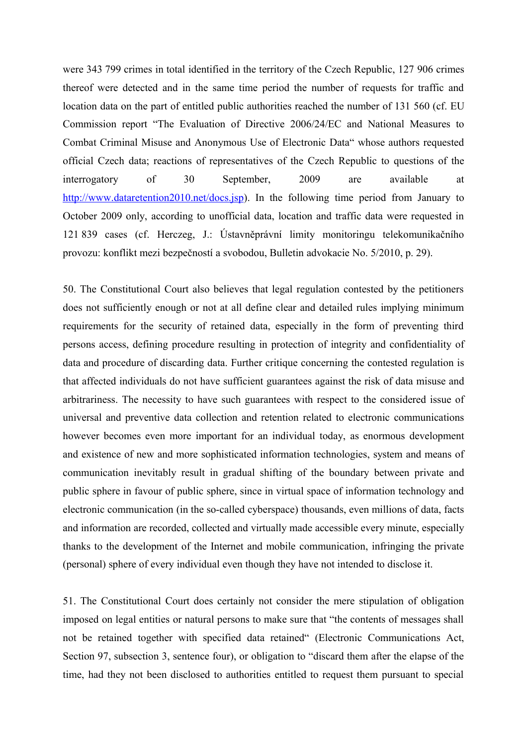were 343 799 crimes in total identified in the territory of the Czech Republic, 127 906 crimes thereof were detected and in the same time period the number of requests for traffic and location data on the part of entitled public authorities reached the number of 131 560 (cf. EU Commission report "The Evaluation of Directive 2006/24/EC and National Measures to Combat Criminal Misuse and Anonymous Use of Electronic Data" whose authors requested official Czech data; reactions of representatives of the Czech Republic to questions of the interrogatory of 30 September, 2009 are available at [http://www.dataretention2010.net/docs.jsp](http://www.dataretention2010.net/docs.jsp)). In the following time period from January to October 2009 only, according to unofficial data, location and traffic data were requested in 121 839 cases (cf. Herczeg, J.: Ústavněprávní limity monitoringu telekomunikačního provozu: konflikt mezi bezpečností a svobodou, Bulletin advokacie No. 5/2010, p. 29).

50. The Constitutional Court also believes that legal regulation contested by the petitioners does not sufficiently enough or not at all define clear and detailed rules implying minimum requirements for the security of retained data, especially in the form of preventing third persons access, defining procedure resulting in protection of integrity and confidentiality of data and procedure of discarding data. Further critique concerning the contested regulation is that affected individuals do not have sufficient guarantees against the risk of data misuse and arbitrariness. The necessity to have such guarantees with respect to the considered issue of universal and preventive data collection and retention related to electronic communications however becomes even more important for an individual today, as enormous development and existence of new and more sophisticated information technologies, system and means of communication inevitably result in gradual shifting of the boundary between private and public sphere in favour of public sphere, since in virtual space of information technology and electronic communication (in the so-called cyberspace) thousands, even millions of data, facts and information are recorded, collected and virtually made accessible every minute, especially thanks to the development of the Internet and mobile communication, infringing the private (personal) sphere of every individual even though they have not intended to disclose it.

51. The Constitutional Court does certainly not consider the mere stipulation of obligation imposed on legal entities or natural persons to make sure that "the contents of messages shall not be retained together with specified data retained" (Electronic Communications Act, Section 97, subsection 3, sentence four), or obligation to "discard them after the elapse of the time, had they not been disclosed to authorities entitled to request them pursuant to special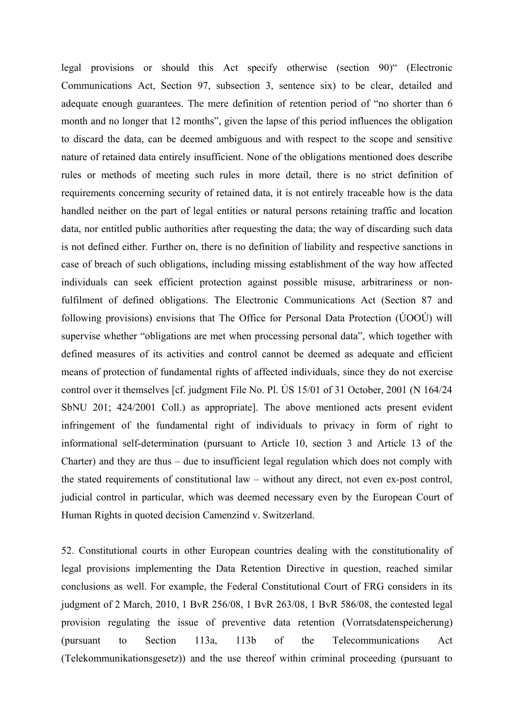legal provisions or should this Act specify otherwise (section 90)" (Electronic Communications Act, Section 97, subsection 3, sentence six) to be clear, detailed and adequate enough guarantees. The mere definition of retention period of "no shorter than 6 month and no longer that 12 months", given the lapse of this period influences the obligation to discard the data, can be deemed ambiguous and with respect to the scope and sensitive nature of retained data entirely insufficient. None of the obligations mentioned does describe rules or methods of meeting such rules in more detail, there is no strict definition of requirements concerning security of retained data, it is not entirely traceable how is the data handled neither on the part of legal entities or natural persons retaining traffic and location data, nor entitled public authorities after requesting the data; the way of discarding such data is not defined either. Further on, there is no definition of liability and respective sanctions in case of breach of such obligations, including missing establishment of the way how affected individuals can seek efficient protection against possible misuse, arbitrariness or non-fulfilment of defined obligations. The Electronic Communications Act (Section 87 and following provisions) envisions that The Office for Personal Data Protection (ÚOOÚ) will supervise whether "obligations are met when processing personal data", which together with defined measures of its activities and control cannot be deemed as adequate and efficient means of protection of fundamental rights of affected individuals, since they do not exercise control over it themselves [cf. judgment File No. Pl. ÚS 15/01 of 31 October, 2001 (N 164/24 SbNU 201; 424/2001 Coll.) as appropriate]. The above mentioned acts present evident infringement of the fundamental right of individuals to privacy in form of right to informational self-determination (pursuant to Article 10, section 3 and Article 13 of the Charter) and they are thus – due to insufficient legal regulation which does not comply with the stated requirements of constitutional law – without any direct, not even ex-post control, judicial control in particular, which was deemed necessary even by the European Court of Human Rights in quoted decision Camenzind v. Switzerland.

52. Constitutional courts in other European countries dealing with the constitutionality of legal provisions implementing the Data Retention Directive in question, reached similar conclusions as well. For example, the Federal Constitutional Court of FRG considers in its judgment of 2 March, 2010, 1 BvR 256/08, 1 BvR 263/08, 1 BvR 586/08, the contested legal provision regulating the issue of preventive data retention (Vorratsdatenspeicherung) (pursuant to Section 113a, 113b of the Telecommunications Act (Telekommunikationsgesetz)) and the use thereof within criminal proceeding (pursuant to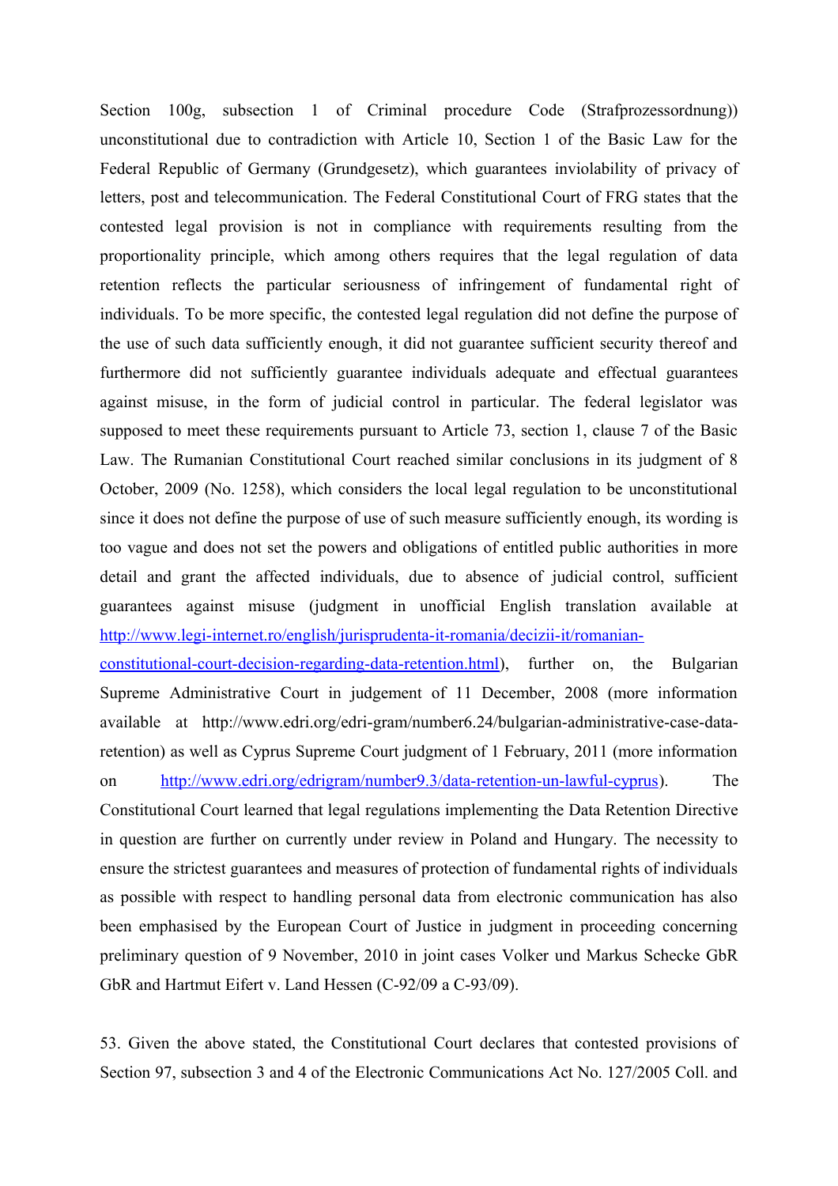Section 100g, subsection 1 of Criminal procedure Code (Strafprozessordnung)) unconstitutional due to contradiction with Article 10, Section 1 of the Basic Law for the Federal Republic of Germany (Grundgesetz), which guarantees inviolability of privacy of letters, post and telecommunication. The Federal Constitutional Court of FRG states that the contested legal provision is not in compliance with requirements resulting from the proportionality principle, which among others requires that the legal regulation of data retention reflects the particular seriousness of infringement of fundamental right of individuals. To be more specific, the contested legal regulation did not define the purpose of the use of such data sufficiently enough, it did not guarantee sufficient security thereof and furthermore did not sufficiently guarantee individuals adequate and effectual guarantees against misuse, in the form of judicial control in particular. The federal legislator was supposed to meet these requirements pursuant to Article 73, section 1, clause 7 of the Basic Law. The Rumanian Constitutional Court reached similar conclusions in its judgment of 8 October, 2009 (No. 1258), which considers the local legal regulation to be unconstitutional since it does not define the purpose of use of such measure sufficiently enough, its wording is too vague and does not set the powers and obligations of entitled public authorities in more detail and grant the affected individuals, due to absence of judicial control, sufficient guarantees against misuse (judgment in unofficial English translation available at [http://www.legi-internet.ro/english/jurisprudenta-it-romania/decizii-it/romanian-constitutional-court-decision-regarding-data-retention.html](http://www.legi-internet.ro/english/jurisprudenta-it-romania/decizii-it/romanian-constitutional-court-decision-regarding-data-retention.html)), further on, the Bulgarian Supreme Administrative Court in judgement of 11 December, 2008 (more information available at http://www.edri.org/edri-gram/number6.24/bulgarian-administrative-case-data-retention) as well as Cyprus Supreme Court judgment of 1 February, 2011 (more information on [http://www.edri.org/edrigram/number9.3/data-retention-un-lawful-cyprus](http://www.edri.org/edrigram/number9.3/data-retention-un-lawful-cyprus)). The Constitutional Court learned that legal regulations implementing the Data Retention Directive in question are further on currently under review in Poland and Hungary. The necessity to ensure the strictest guarantees and measures of protection of fundamental rights of individuals as possible with respect to handling personal data from electronic communication has also been emphasised by the European Court of Justice in judgment in proceeding concerning preliminary question of 9 November, 2010 in joint cases Volker und Markus Schecke GbR GbR and Hartmut Eifert v. Land Hessen (C-92/09 a C-93/09).

53. Given the above stated, the Constitutional Court declares that contested provisions of Section 97, subsection 3 and 4 of the Electronic Communications Act No. 127/2005 Coll. and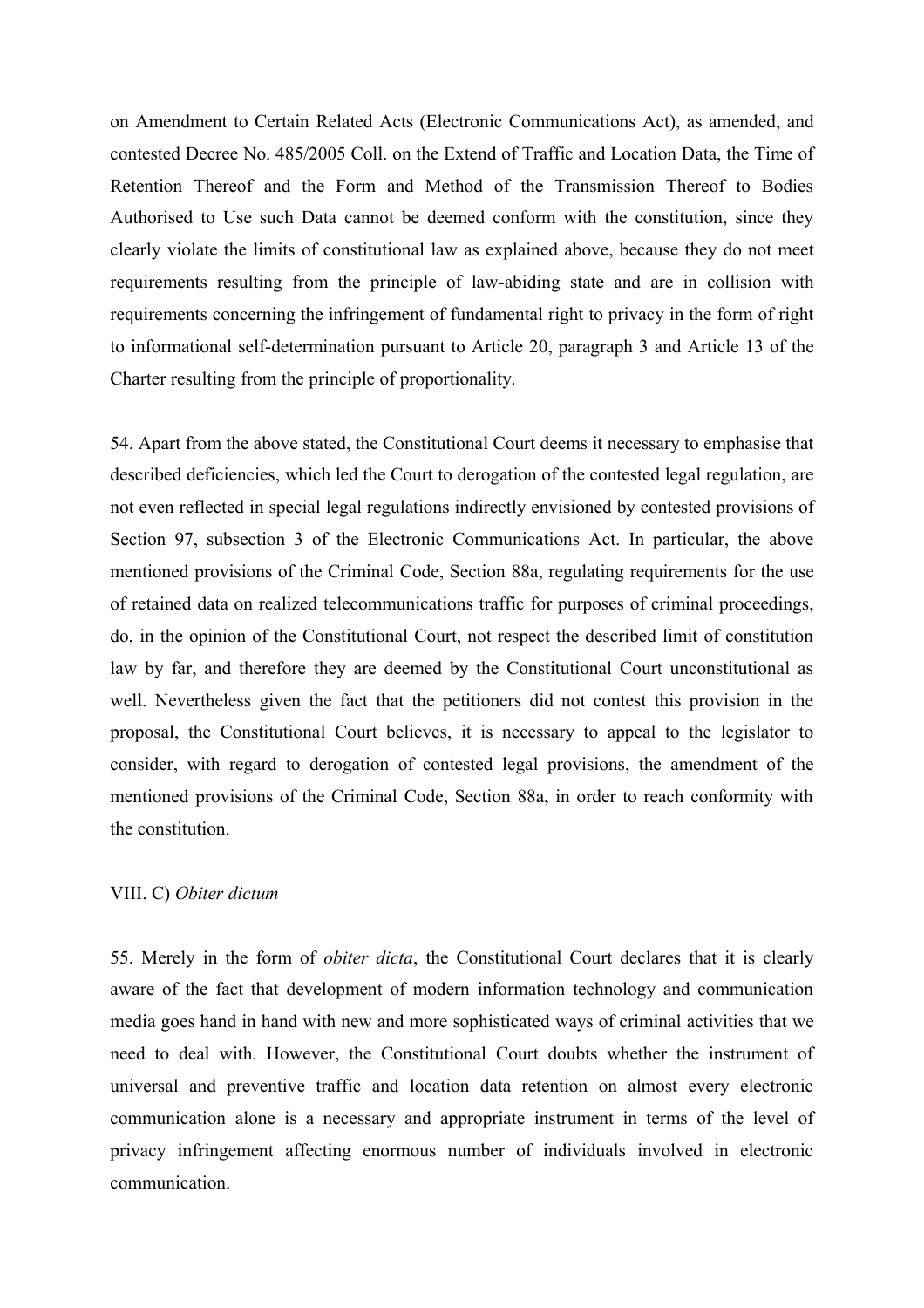on Amendment to Certain Related Acts (Electronic Communications Act), as amended, and contested Decree No. 485/2005 Coll. on the Extend of Traffic and Location Data, the Time of Retention Thereof and the Form and Method of the Transmission Thereof to Bodies Authorised to Use such Data cannot be deemed conform with the constitution, since they clearly violate the limits of constitutional law as explained above, because they do not meet requirements resulting from the principle of law-abiding state and are in collision with requirements concerning the infringement of fundamental right to privacy in the form of right to informational self-determination pursuant to Article 20, paragraph 3 and Article 13 of the Charter resulting from the principle of proportionality.

54. Apart from the above stated, the Constitutional Court deems it necessary to emphasise that described deficiencies, which led the Court to derogation of the contested legal regulation, are not even reflected in special legal regulations indirectly envisioned by contested provisions of Section 97, subsection 3 of the Electronic Communications Act. In particular, the above mentioned provisions of the Criminal Code, Section 88a, regulating requirements for the use of retained data on realized telecommunications traffic for purposes of criminal proceedings, do, in the opinion of the Constitutional Court, not respect the described limit of constitution law by far, and therefore they are deemed by the Constitutional Court unconstitutional as well. Nevertheless given the fact that the petitioners did not contest this provision in the proposal, the Constitutional Court believes, it is necessary to appeal to the legislator to consider, with regard to derogation of contested legal provisions, the amendment of the mentioned provisions of the Criminal Code, Section 88a, in order to reach conformity with the constitution.

VIII. C) *Obiter dictum*

55. Merely in the form of *obiter dicta*, the Constitutional Court declares that it is clearly aware of the fact that development of modern information technology and communication media goes hand in hand with new and more sophisticated ways of criminal activities that we need to deal with. However, the Constitutional Court doubts whether the instrument of universal and preventive traffic and location data retention on almost every electronic communication alone is a necessary and appropriate instrument in terms of the level of privacy infringement affecting enormous number of individuals involved in electronic communication.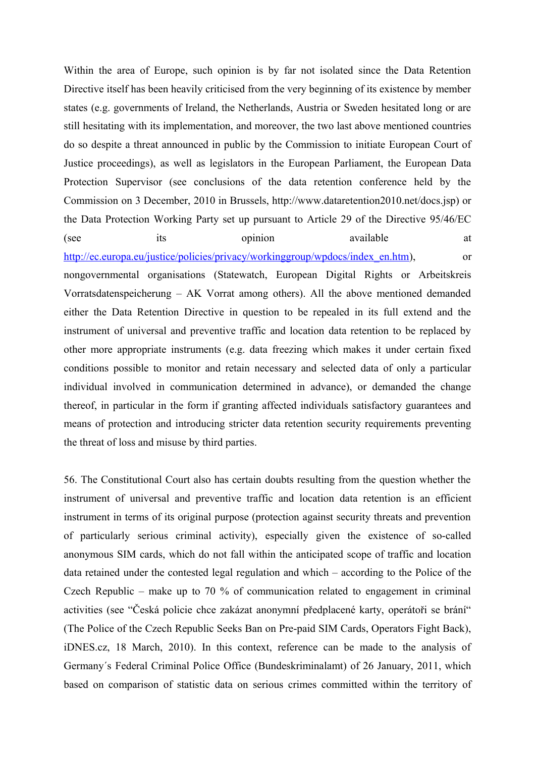Within the area of Europe, such opinion is by far not isolated since the Data Retention Directive itself has been heavily criticised from the very beginning of its existence by member states (e.g. governments of Ireland, the Netherlands, Austria or Sweden hesitated long or are still hesitating with its implementation, and moreover, the two last above mentioned countries do so despite a threat announced in public by the Commission to initiate European Court of Justice proceedings), as well as legislators in the European Parliament, the European Data Protection Supervisor (see conclusions of the data retention conference held by the Commission on 3 December, 2010 in Brussels, http://www.dataretention2010.net/docs.jsp) or the Data Protection Working Party set up pursuant to Article 29 of the Directive 95/46/EC (see its opinion available at http://ec.europa.eu/justice/policies/privacy/workinggroup/wpdocs/index_en.htm), or nongovernmental organisations (Statewatch, European Digital Rights or Arbeitskreis Vorratsdatenspeicherung – AK Vorrat among others). All the above mentioned demanded either the Data Retention Directive in question to be repealed in its full extend and the instrument of universal and preventive traffic and location data retention to be replaced by other more appropriate instruments (e.g. data freezing which makes it under certain fixed conditions possible to monitor and retain necessary and selected data of only a particular individual involved in communication determined in advance), or demanded the change thereof, in particular in the form if granting affected individuals satisfactory guarantees and means of protection and introducing stricter data retention security requirements preventing the threat of loss and misuse by third parties.

56. The Constitutional Court also has certain doubts resulting from the question whether the instrument of universal and preventive traffic and location data retention is an efficient instrument in terms of its original purpose (protection against security threats and prevention of particularly serious criminal activity), especially given the existence of so-called anonymous SIM cards, which do not fall within the anticipated scope of traffic and location data retained under the contested legal regulation and which – according to the Police of the Czech Republic – make up to 70 % of communication related to engagement in criminal activities (see "Česká policie chce zakázat anonymní předplacené karty, operátoři se brání" (The Police of the Czech Republic Seeks Ban on Pre-paid SIM Cards, Operators Fight Back), iDNES.cz, 18 March, 2010). In this context, reference can be made to the analysis of Germany´s Federal Criminal Police Office (Bundeskriminalamt) of 26 January, 2011, which based on comparison of statistic data on serious crimes committed within the territory of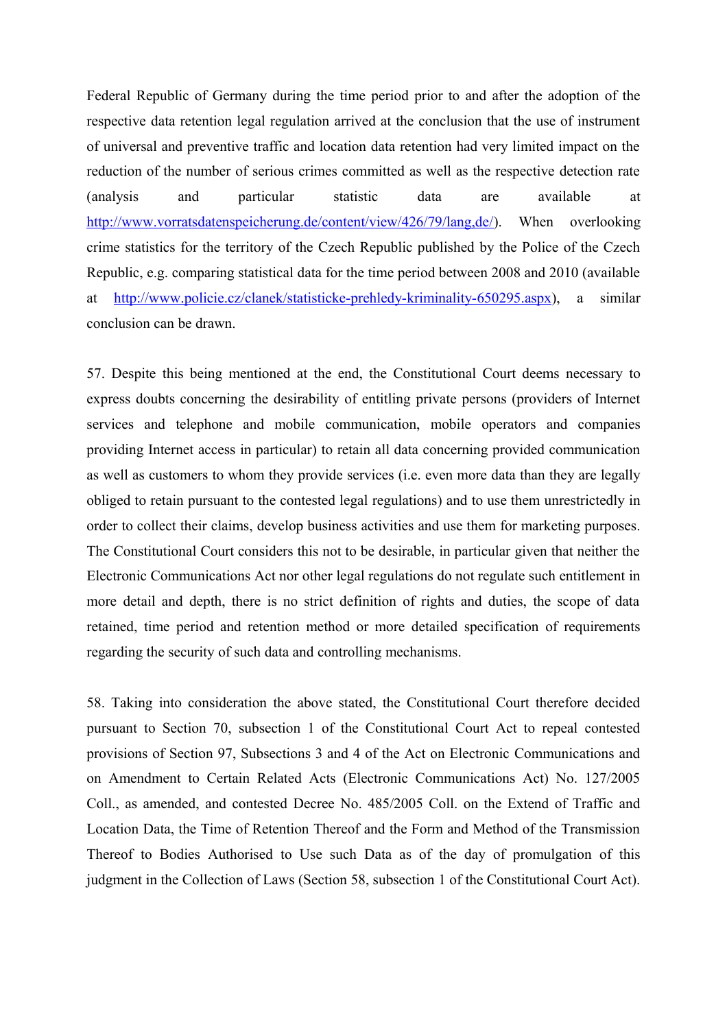Federal Republic of Germany during the time period prior to and after the adoption of the respective data retention legal regulation arrived at the conclusion that the use of instrument of universal and preventive traffic and location data retention had very limited impact on the reduction of the number of serious crimes committed as well as the respective detection rate (analysis and particular statistic data are available at http://www.vorratsdatenspeicherung.de/content/view/426/79/lang,de/). When overlooking crime statistics for the territory of the Czech Republic published by the Police of the Czech Republic, e.g. comparing statistical data for the time period between 2008 and 2010 (available at http://www.policie.cz/clanek/statisticke-prehledy-kriminality-650295.aspx), a similar conclusion can be drawn.

57. Despite this being mentioned at the end, the Constitutional Court deems necessary to express doubts concerning the desirability of entitling private persons (providers of Internet services and telephone and mobile communication, mobile operators and companies providing Internet access in particular) to retain all data concerning provided communication as well as customers to whom they provide services (i.e. even more data than they are legally obliged to retain pursuant to the contested legal regulations) and to use them unrestrictedly in order to collect their claims, develop business activities and use them for marketing purposes. The Constitutional Court considers this not to be desirable, in particular given that neither the Electronic Communications Act nor other legal regulations do not regulate such entitlement in more detail and depth, there is no strict definition of rights and duties, the scope of data retained, time period and retention method or more detailed specification of requirements regarding the security of such data and controlling mechanisms.

58. Taking into consideration the above stated, the Constitutional Court therefore decided pursuant to Section 70, subsection 1 of the Constitutional Court Act to repeal contested provisions of Section 97, Subsections 3 and 4 of the Act on Electronic Communications and on Amendment to Certain Related Acts (Electronic Communications Act) No. 127/2005 Coll., as amended, and contested Decree No. 485/2005 Coll. on the Extend of Traffic and Location Data, the Time of Retention Thereof and the Form and Method of the Transmission Thereof to Bodies Authorised to Use such Data as of the day of promulgation of this judgment in the Collection of Laws (Section 58, subsection 1 of the Constitutional Court Act).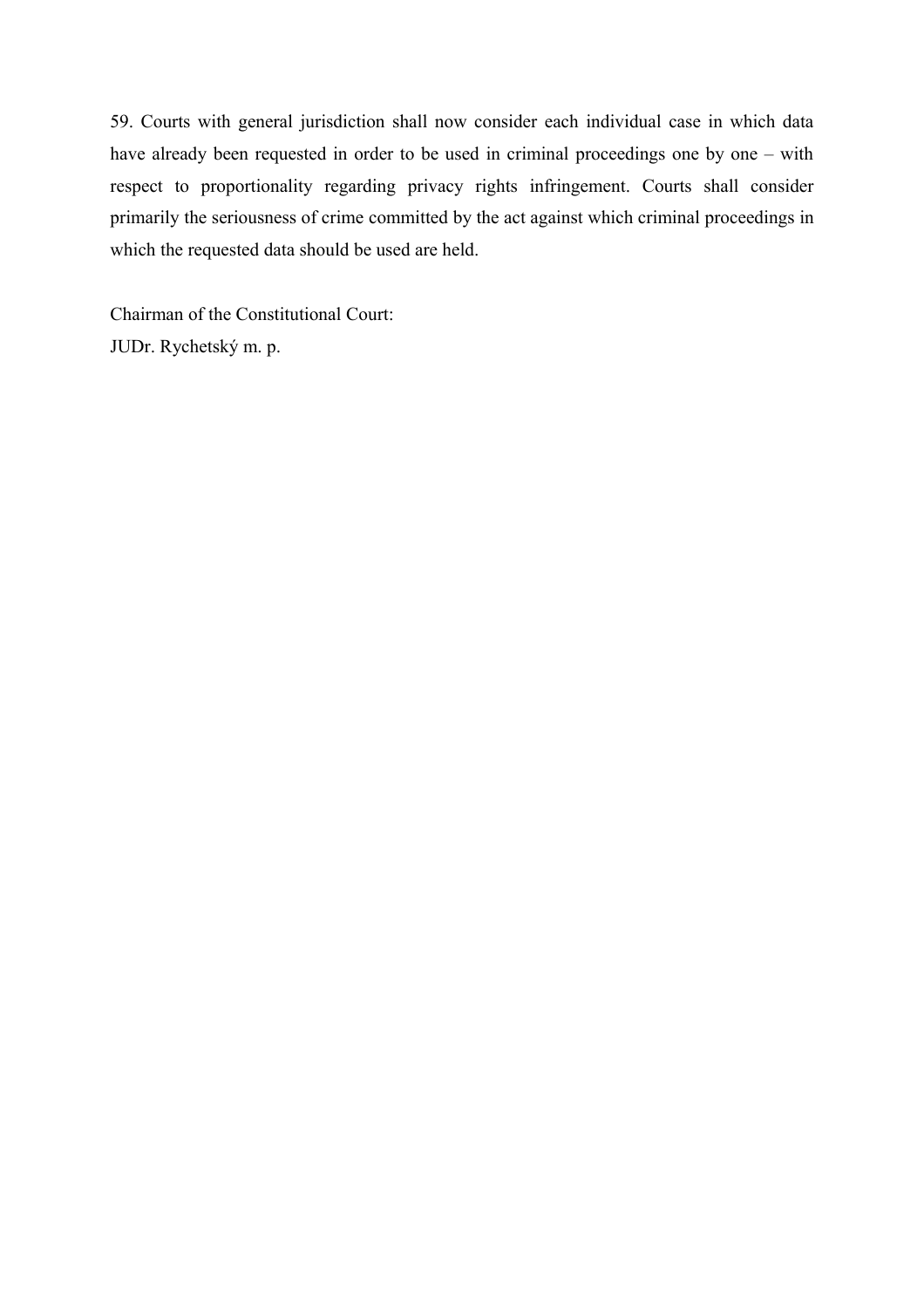59. Courts with general jurisdiction shall now consider each individual case in which data have already been requested in order to be used in criminal proceedings one by one – with respect to proportionality regarding privacy rights infringement. Courts shall consider primarily the seriousness of crime committed by the act against which criminal proceedings in which the requested data should be used are held.

Chairman of the Constitutional Court:
JUDr. Rychetský m. p.